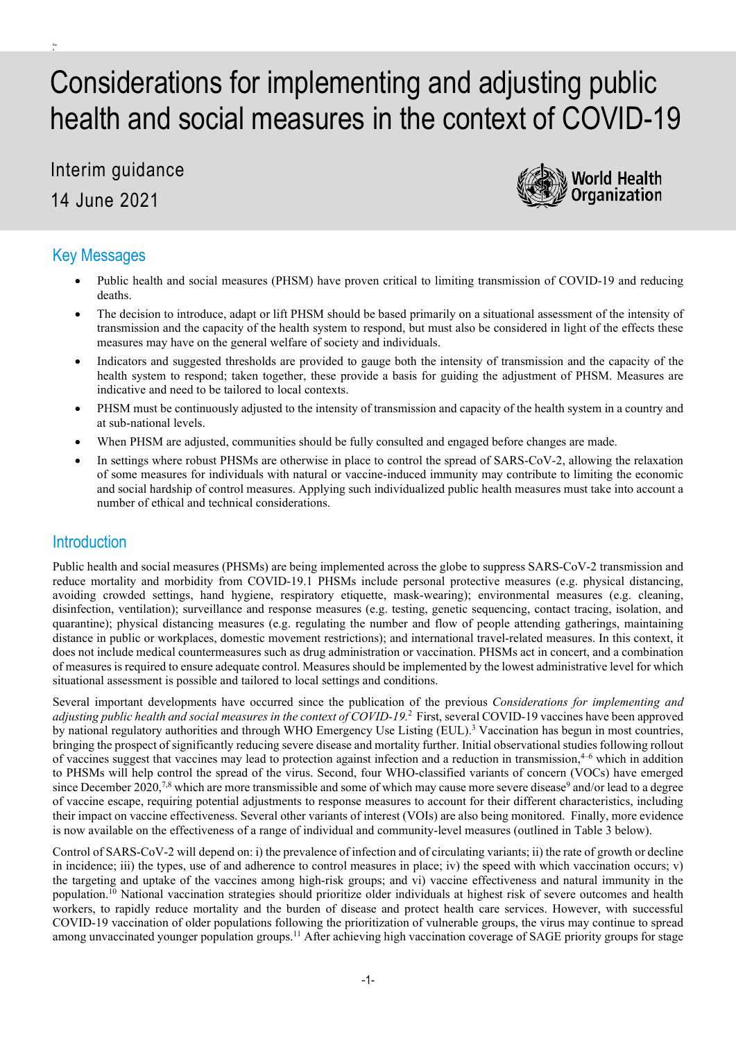# Considerations for implementing and adjusting public health and social measures in the context of COVID-19

Interim guidance

14 June 2021

World Health Organization

## Key Messages

- Public health and social measures (PHSM) have proven critical to limiting transmission of COVID-19 and reducing deaths.
- The decision to introduce, adapt or lift PHSM should be based primarily on a situational assessment of the intensity of transmission and the capacity of the health system to respond, but must also be considered in light of the effects these measures may have on the general welfare of society and individuals.
- Indicators and suggested thresholds are provided to gauge both the intensity of transmission and the capacity of the health system to respond; taken together, these provide a basis for guiding the adjustment of PHSM. Measures are indicative and need to be tailored to local contexts.
- PHSM must be continuously adjusted to the intensity of transmission and capacity of the health system in a country and at sub-national levels.
- When PHSM are adjusted, communities should be fully consulted and engaged before changes are made.
- In settings where robust PHSMs are otherwise in place to control the spread of SARS-CoV-2, allowing the relaxation of some measures for individuals with natural or vaccine-induced immunity may contribute to limiting the economic and social hardship of control measures. Applying such individualized public health measures must take into account a number of ethical and technical considerations.

## Introduction

Public health and social measures (PHSMs) are being implemented across the globe to suppress SARS-CoV-2 transmission and reduce mortality and morbidity from COVID-19.1 PHSMs include personal protective measures (e.g. physical distancing, avoiding crowded settings, hand hygiene, respiratory etiquette, mask-wearing); environmental measures (e.g. cleaning, disinfection, ventilation); surveillance and response measures (e.g. testing, genetic sequencing, contact tracing, isolation, and quarantine); physical distancing measures (e.g. regulating the number and flow of people attending gatherings, maintaining distance in public or workplaces, domestic movement restrictions); and international travel-related measures. In this context, it does not include medical countermeasures such as drug administration or vaccination. PHSMs act in concert, and a combination of measures is required to ensure adequate control. Measures should be implemented by the lowest administrative level for which situational assessment is possible and tailored to local settings and conditions.

Several important developments have occurred since the publication of the previous *Considerations for implementing and adjusting public health and social measures in the context of COVID-19.*[2] First, several COVID-19 vaccines have been approved by national regulatory authorities and through WHO Emergency Use Listing (EUL).[3] Vaccination has begun in most countries, bringing the prospect of significantly reducing severe disease and mortality further. Initial observational studies following rollout of vaccines suggest that vaccines may lead to protection against infection and a reduction in transmission,[4–6] which in addition to PHSMs will help control the spread of the virus. Second, four WHO-classified variants of concern (VOCs) have emerged since December 2020,[7,8] which are more transmissible and some of which may cause more severe disease[9] and/or lead to a degree of vaccine escape, requiring potential adjustments to response measures to account for their different characteristics, including their impact on vaccine effectiveness. Several other variants of interest (VOIs) are also being monitored. Finally, more evidence is now available on the effectiveness of a range of individual and community-level measures (outlined in Table 3 below).

Control of SARS-CoV-2 will depend on: i) the prevalence of infection and of circulating variants; ii) the rate of growth or decline in incidence; iii) the types, use of and adherence to control measures in place; iv) the speed with which vaccination occurs; v) the targeting and uptake of the vaccines among high-risk groups; and vi) vaccine effectiveness and natural immunity in the population.[10] National vaccination strategies should prioritize older individuals at highest risk of severe outcomes and health workers, to rapidly reduce mortality and the burden of disease and protect health care services. However, with successful COVID-19 vaccination of older populations following the prioritization of vulnerable groups, the virus may continue to spread among unvaccinated younger population groups.[11] After achieving high vaccination coverage of SAGE priority groups for stage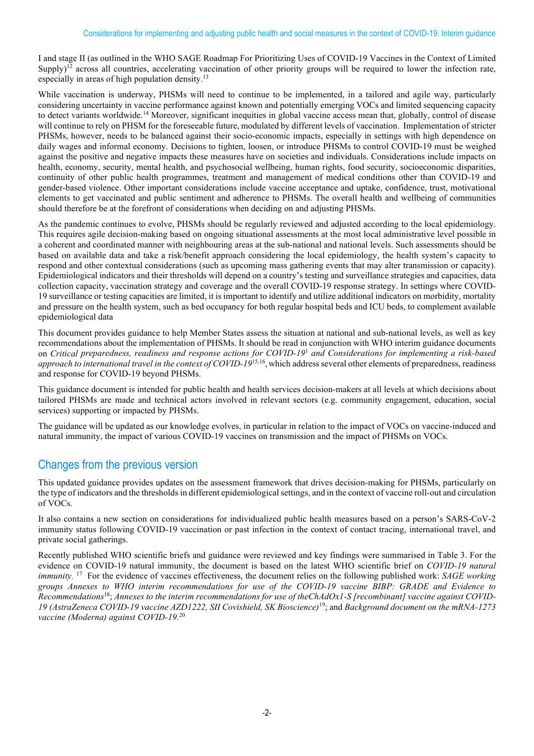I and stage II (as outlined in the WHO SAGE Roadmap For Prioritizing Uses of COVID-19 Vaccines in the Context of Limited Supply)[12] across all countries, accelerating vaccination of other priority groups will be required to lower the infection rate, especially in areas of high population density.[13]

While vaccination is underway, PHSMs will need to continue to be implemented, in a tailored and agile way, particularly considering uncertainty in vaccine performance against known and potentially emerging VOCs and limited sequencing capacity to detect variants worldwide.[14] Moreover, significant inequities in global vaccine access mean that, globally, control of disease will continue to rely on PHSM for the foreseeable future, modulated by different levels of vaccination. Implementation of stricter PHSMs, however, needs to be balanced against their socio-economic impacts, especially in settings with high dependence on daily wages and informal economy. Decisions to tighten, loosen, or introduce PHSMs to control COVID-19 must be weighed against the positive and negative impacts these measures have on societies and individuals. Considerations include impacts on health, economy, security, mental health, and psychosocial wellbeing, human rights, food security, socioeconomic disparities, continuity of other public health programmes, treatment and management of medical conditions other than COVID-19 and gender-based violence. Other important considerations include vaccine acceptance and uptake, confidence, trust, motivational elements to get vaccinated and public sentiment and adherence to PHSMs. The overall health and wellbeing of communities should therefore be at the forefront of considerations when deciding on and adjusting PHSMs.

As the pandemic continues to evolve, PHSMs should be regularly reviewed and adjusted according to the local epidemiology. This requires agile decision-making based on ongoing situational assessments at the most local administrative level possible in a coherent and coordinated manner with neighbouring areas at the sub-national and national levels. Such assessments should be based on available data and take a risk/benefit approach considering the local epidemiology, the health system's capacity to respond and other contextual considerations (such as upcoming mass gathering events that may alter transmission or capacity). Epidemiological indicators and their thresholds will depend on a country's testing and surveillance strategies and capacities, data collection capacity, vaccination strategy and coverage and the overall COVID-19 response strategy. In settings where COVID-19 surveillance or testing capacities are limited, it is important to identify and utilize additional indicators on morbidity, mortality and pressure on the health system, such as bed occupancy for both regular hospital beds and ICU beds, to complement available epidemiological data

This document provides guidance to help Member States assess the situation at national and sub-national levels, as well as key recommendations about the implementation of PHSMs. It should be read in conjunction with WHO interim guidance documents on *Critical preparedness, readiness and response actions for COVID-19*[1] *and Considerations for implementing a risk-based approach to international travel in the context of COVID-19*[15,16], which address several other elements of preparedness, readiness and response for COVID-19 beyond PHSMs.

This guidance document is intended for public health and health services decision-makers at all levels at which decisions about tailored PHSMs are made and technical actors involved in relevant sectors (e.g. community engagement, education, social services) supporting or impacted by PHSMs.

The guidance will be updated as our knowledge evolves, in particular in relation to the impact of VOCs on vaccine-induced and natural immunity, the impact of various COVID-19 vaccines on transmission and the impact of PHSMs on VOCs.

## Changes from the previous version

This updated guidance provides updates on the assessment framework that drives decision-making for PHSMs, particularly on the type of indicators and the thresholds in different epidemiological settings, and in the context of vaccine roll-out and circulation of VOCs.

It also contains a new section on considerations for individualized public health measures based on a person's SARS-CoV-2 immunity status following COVID-19 vaccination or past infection in the context of contact tracing, international travel, and private social gatherings.

Recently published WHO scientific briefs and guidance were reviewed and key findings were summarised in Table 3. For the evidence on COVID-19 natural immunity, the document is based on the latest WHO scientific brief on *COVID-19 natural immunity.*[17] For the evidence of vaccines effectiveness, the document relies on the following published work: *SAGE working groups Annexes to WHO interim recommendations for use of the COVID-19 vaccine BIBP: GRADE and Evidence to Recommendations*[18]; *Annexes to the interim recommendations for use of theChAdOx1-S [recombinant] vaccine against COVID-19 (AstraZeneca COVID-19 vaccine AZD1222, SII Covishield, SK Bioscience)*[19]; and *Background document on the mRNA-1273 vaccine (Moderna) against COVID-19.*[20]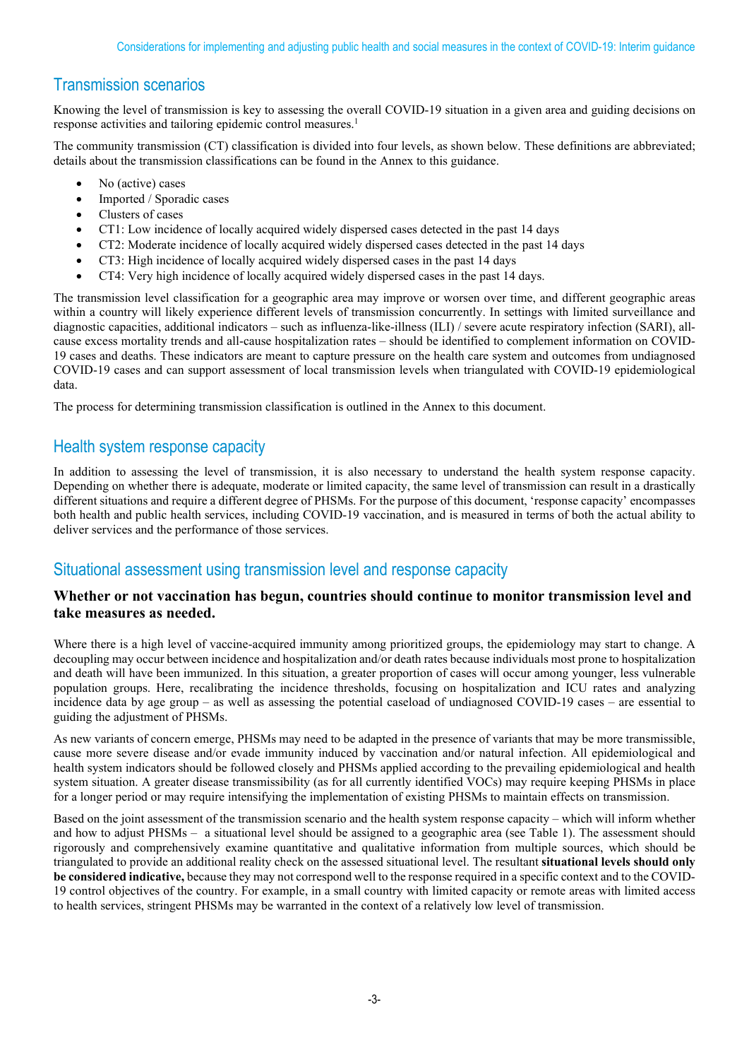## Transmission scenarios

Knowing the level of transmission is key to assessing the overall COVID-19 situation in a given area and guiding decisions on response activities and tailoring epidemic control measures.[1]

The community transmission (CT) classification is divided into four levels, as shown below. These definitions are abbreviated; details about the transmission classifications can be found in the Annex to this guidance.

- No (active) cases
- Imported / Sporadic cases
- Clusters of cases
- CT1: Low incidence of locally acquired widely dispersed cases detected in the past 14 days
- CT2: Moderate incidence of locally acquired widely dispersed cases detected in the past 14 days
- CT3: High incidence of locally acquired widely dispersed cases in the past 14 days
- CT4: Very high incidence of locally acquired widely dispersed cases in the past 14 days.

The transmission level classification for a geographic area may improve or worsen over time, and different geographic areas within a country will likely experience different levels of transmission concurrently. In settings with limited surveillance and diagnostic capacities, additional indicators – such as influenza-like-illness (ILI) / severe acute respiratory infection (SARI), all-cause excess mortality trends and all-cause hospitalization rates – should be identified to complement information on COVID-19 cases and deaths. These indicators are meant to capture pressure on the health care system and outcomes from undiagnosed COVID-19 cases and can support assessment of local transmission levels when triangulated with COVID-19 epidemiological data.

The process for determining transmission classification is outlined in the Annex to this document.

## Health system response capacity

In addition to assessing the level of transmission, it is also necessary to understand the health system response capacity. Depending on whether there is adequate, moderate or limited capacity, the same level of transmission can result in a drastically different situations and require a different degree of PHSMs. For the purpose of this document, 'response capacity' encompasses both health and public health services, including COVID-19 vaccination, and is measured in terms of both the actual ability to deliver services and the performance of those services.

## Situational assessment using transmission level and response capacity

**Whether or not vaccination has begun, countries should continue to monitor transmission level and take measures as needed.**

Where there is a high level of vaccine-acquired immunity among prioritized groups, the epidemiology may start to change. A decoupling may occur between incidence and hospitalization and/or death rates because individuals most prone to hospitalization and death will have been immunized. In this situation, a greater proportion of cases will occur among younger, less vulnerable population groups. Here, recalibrating the incidence thresholds, focusing on hospitalization and ICU rates and analyzing incidence data by age group – as well as assessing the potential caseload of undiagnosed COVID-19 cases – are essential to guiding the adjustment of PHSMs.

As new variants of concern emerge, PHSMs may need to be adapted in the presence of variants that may be more transmissible, cause more severe disease and/or evade immunity induced by vaccination and/or natural infection. All epidemiological and health system indicators should be followed closely and PHSMs applied according to the prevailing epidemiological and health system situation. A greater disease transmissibility (as for all currently identified VOCs) may require keeping PHSMs in place for a longer period or may require intensifying the implementation of existing PHSMs to maintain effects on transmission.

Based on the joint assessment of the transmission scenario and the health system response capacity – which will inform whether and how to adjust PHSMs – a situational level should be assigned to a geographic area (see Table 1). The assessment should rigorously and comprehensively examine quantitative and qualitative information from multiple sources, which should be triangulated to provide an additional reality check on the assessed situational level. The resultant **situational levels should only be considered indicative,** because they may not correspond well to the response required in a specific context and to the COVID-19 control objectives of the country. For example, in a small country with limited capacity or remote areas with limited access to health services, stringent PHSMs may be warranted in the context of a relatively low level of transmission.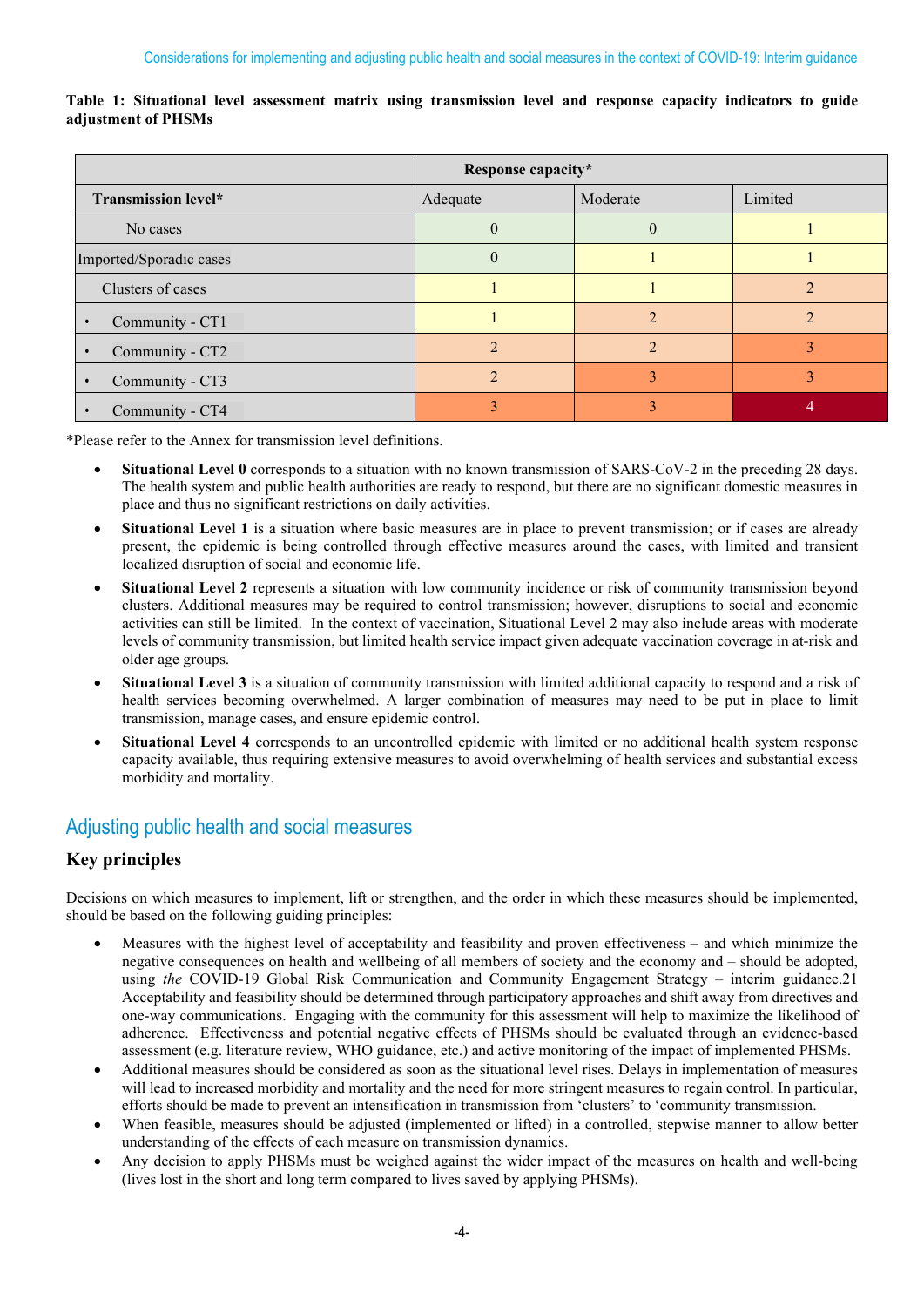**Table 1: Situational level assessment matrix using transmission level and response capacity indicators to guide adjustment of PHSMs**

| | Response capacity* | | |
|---|---|---|---|
| **Transmission level*** | Adequate | Moderate | Limited |
| No cases | 0 | 0 | 1 |
| Imported/Sporadic cases | 0 | 1 | 1 |
| Clusters of cases | 1 | 1 | 2 |
| • Community - CT1 | 1 | 2 | 2 |
| • Community - CT2 | 2 | 2 | 3 |
| • Community - CT3 | 2 | 3 | 3 |
| • Community - CT4 | 3 | 3 | 4 |

*Please refer to the Annex for transmission level definitions.

- **Situational Level 0** corresponds to a situation with no known transmission of SARS-CoV-2 in the preceding 28 days. The health system and public health authorities are ready to respond, but there are no significant domestic measures in place and thus no significant restrictions on daily activities.
- **Situational Level 1** is a situation where basic measures are in place to prevent transmission; or if cases are already present, the epidemic is being controlled through effective measures around the cases, with limited and transient localized disruption of social and economic life.
- **Situational Level 2** represents a situation with low community incidence or risk of community transmission beyond clusters. Additional measures may be required to control transmission; however, disruptions to social and economic activities can still be limited. In the context of vaccination, Situational Level 2 may also include areas with moderate levels of community transmission, but limited health service impact given adequate vaccination coverage in at-risk and older age groups.
- **Situational Level 3** is a situation of community transmission with limited additional capacity to respond and a risk of health services becoming overwhelmed. A larger combination of measures may need to be put in place to limit transmission, manage cases, and ensure epidemic control.
- **Situational Level 4** corresponds to an uncontrolled epidemic with limited or no additional health system response capacity available, thus requiring extensive measures to avoid overwhelming of health services and substantial excess morbidity and mortality.

## Adjusting public health and social measures

### Key principles

Decisions on which measures to implement, lift or strengthen, and the order in which these measures should be implemented, should be based on the following guiding principles:

- Measures with the highest level of acceptability and feasibility and proven effectiveness – and which minimize the negative consequences on health and wellbeing of all members of society and the economy and – should be adopted, using *the* COVID-19 Global Risk Communication and Community Engagement Strategy – interim guidance.[21] Acceptability and feasibility should be determined through participatory approaches and shift away from directives and one-way communications. Engaging with the community for this assessment will help to maximize the likelihood of adherence. Effectiveness and potential negative effects of PHSMs should be evaluated through an evidence-based assessment (e.g. literature review, WHO guidance, etc.) and active monitoring of the impact of implemented PHSMs.
- Additional measures should be considered as soon as the situational level rises. Delays in implementation of measures will lead to increased morbidity and mortality and the need for more stringent measures to regain control. In particular, efforts should be made to prevent an intensification in transmission from 'clusters' to 'community transmission.
- When feasible, measures should be adjusted (implemented or lifted) in a controlled, stepwise manner to allow better understanding of the effects of each measure on transmission dynamics.
- Any decision to apply PHSMs must be weighed against the wider impact of the measures on health and well-being (lives lost in the short and long term compared to lives saved by applying PHSMs).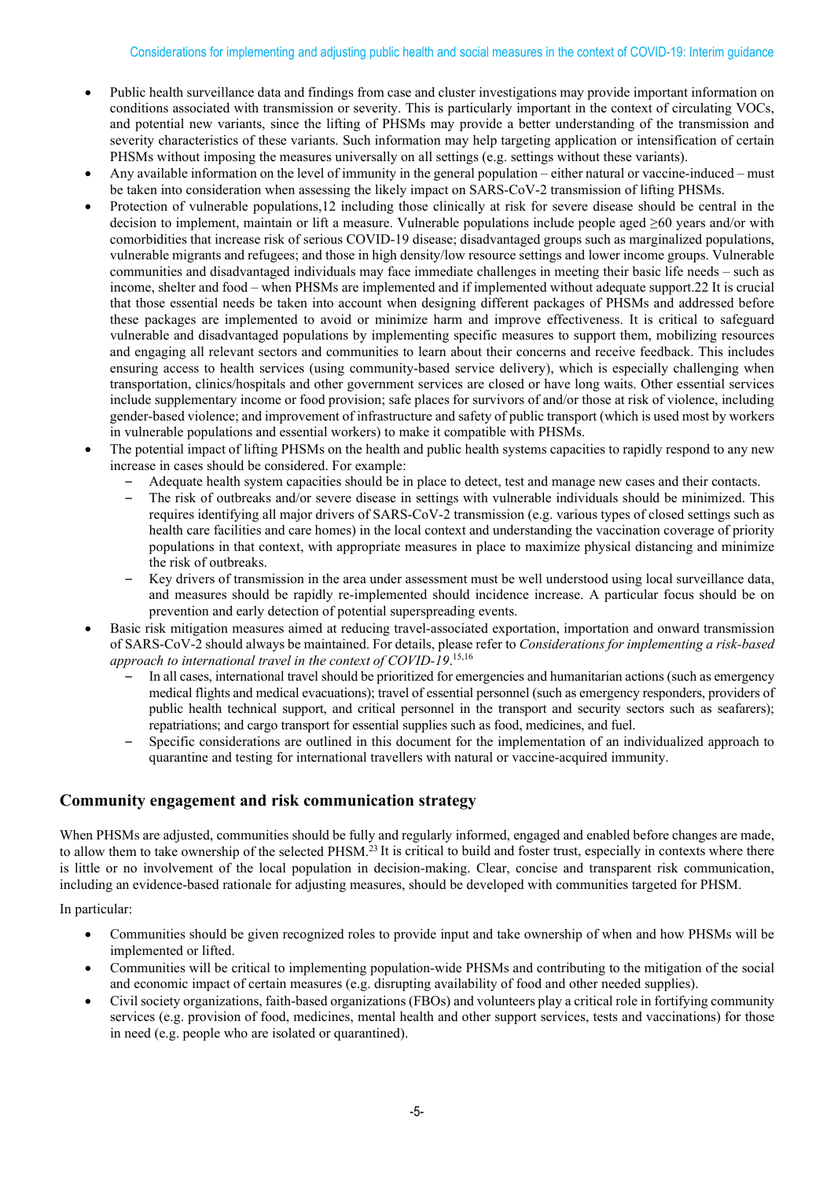- Public health surveillance data and findings from case and cluster investigations may provide important information on conditions associated with transmission or severity. This is particularly important in the context of circulating VOCs, and potential new variants, since the lifting of PHSMs may provide a better understanding of the transmission and severity characteristics of these variants. Such information may help targeting application or intensification of certain PHSMs without imposing the measures universally on all settings (e.g. settings without these variants).
- Any available information on the level of immunity in the general population – either natural or vaccine-induced – must be taken into consideration when assessing the likely impact on SARS-CoV-2 transmission of lifting PHSMs.
- Protection of vulnerable populations,12 including those clinically at risk for severe disease should be central in the decision to implement, maintain or lift a measure. Vulnerable populations include people aged ≥60 years and/or with comorbidities that increase risk of serious COVID-19 disease; disadvantaged groups such as marginalized populations, vulnerable migrants and refugees; and those in high density/low resource settings and lower income groups. Vulnerable communities and disadvantaged individuals may face immediate challenges in meeting their basic life needs – such as income, shelter and food – when PHSMs are implemented and if implemented without adequate support.22 It is crucial that those essential needs be taken into account when designing different packages of PHSMs and addressed before these packages are implemented to avoid or minimize harm and improve effectiveness. It is critical to safeguard vulnerable and disadvantaged populations by implementing specific measures to support them, mobilizing resources and engaging all relevant sectors and communities to learn about their concerns and receive feedback. This includes ensuring access to health services (using community-based service delivery), which is especially challenging when transportation, clinics/hospitals and other government services are closed or have long waits. Other essential services include supplementary income or food provision; safe places for survivors of and/or those at risk of violence, including gender-based violence; and improvement of infrastructure and safety of public transport (which is used most by workers in vulnerable populations and essential workers) to make it compatible with PHSMs.
- The potential impact of lifting PHSMs on the health and public health systems capacities to rapidly respond to any new increase in cases should be considered. For example:
  - Adequate health system capacities should be in place to detect, test and manage new cases and their contacts.
  - The risk of outbreaks and/or severe disease in settings with vulnerable individuals should be minimized. This requires identifying all major drivers of SARS-CoV-2 transmission (e.g. various types of closed settings such as health care facilities and care homes) in the local context and understanding the vaccination coverage of priority populations in that context, with appropriate measures in place to maximize physical distancing and minimize the risk of outbreaks.
  - Key drivers of transmission in the area under assessment must be well understood using local surveillance data, and measures should be rapidly re-implemented should incidence increase. A particular focus should be on prevention and early detection of potential superspreading events.
- Basic risk mitigation measures aimed at reducing travel-associated exportation, importation and onward transmission of SARS-CoV-2 should always be maintained. For details, please refer to *Considerations for implementing a risk-based approach to international travel in the context of COVID-19*.[15,16]
  - In all cases, international travel should be prioritized for emergencies and humanitarian actions (such as emergency medical flights and medical evacuations); travel of essential personnel (such as emergency responders, providers of public health technical support, and critical personnel in the transport and security sectors such as seafarers); repatriations; and cargo transport for essential supplies such as food, medicines, and fuel.
  - Specific considerations are outlined in this document for the implementation of an individualized approach to quarantine and testing for international travellers with natural or vaccine-acquired immunity.

## Community engagement and risk communication strategy

When PHSMs are adjusted, communities should be fully and regularly informed, engaged and enabled before changes are made, to allow them to take ownership of the selected PHSM.[23] It is critical to build and foster trust, especially in contexts where there is little or no involvement of the local population in decision-making. Clear, concise and transparent risk communication, including an evidence-based rationale for adjusting measures, should be developed with communities targeted for PHSM.

In particular:

- Communities should be given recognized roles to provide input and take ownership of when and how PHSMs will be implemented or lifted.
- Communities will be critical to implementing population-wide PHSMs and contributing to the mitigation of the social and economic impact of certain measures (e.g. disrupting availability of food and other needed supplies).
- Civil society organizations, faith-based organizations (FBOs) and volunteers play a critical role in fortifying community services (e.g. provision of food, medicines, mental health and other support services, tests and vaccinations) for those in need (e.g. people who are isolated or quarantined).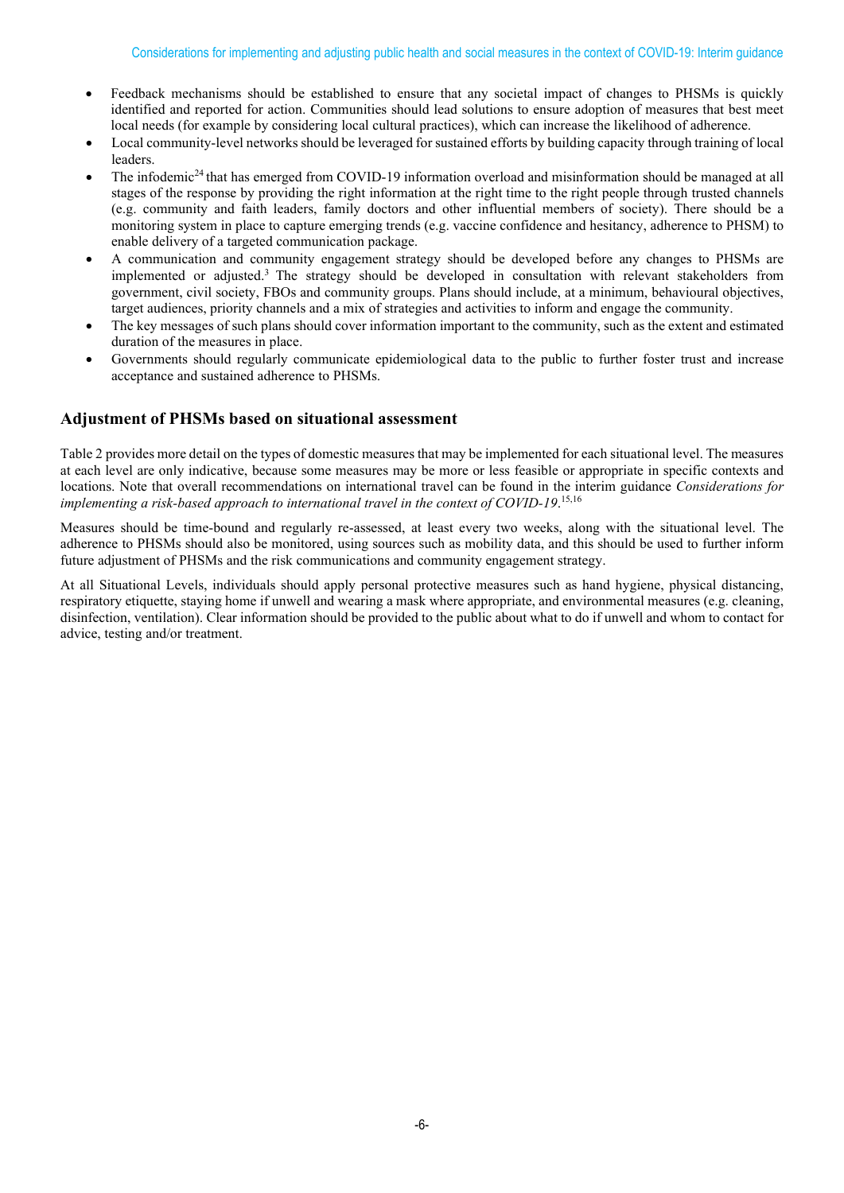- Feedback mechanisms should be established to ensure that any societal impact of changes to PHSMs is quickly identified and reported for action. Communities should lead solutions to ensure adoption of measures that best meet local needs (for example by considering local cultural practices), which can increase the likelihood of adherence.
- Local community-level networks should be leveraged for sustained efforts by building capacity through training of local leaders.
- The infodemic[24] that has emerged from COVID-19 information overload and misinformation should be managed at all stages of the response by providing the right information at the right time to the right people through trusted channels (e.g. community and faith leaders, family doctors and other influential members of society). There should be a monitoring system in place to capture emerging trends (e.g. vaccine confidence and hesitancy, adherence to PHSM) to enable delivery of a targeted communication package.
- A communication and community engagement strategy should be developed before any changes to PHSMs are implemented or adjusted.[3] The strategy should be developed in consultation with relevant stakeholders from government, civil society, FBOs and community groups. Plans should include, at a minimum, behavioural objectives, target audiences, priority channels and a mix of strategies and activities to inform and engage the community.
- The key messages of such plans should cover information important to the community, such as the extent and estimated duration of the measures in place.
- Governments should regularly communicate epidemiological data to the public to further foster trust and increase acceptance and sustained adherence to PHSMs.

## Adjustment of PHSMs based on situational assessment

Table 2 provides more detail on the types of domestic measures that may be implemented for each situational level. The measures at each level are only indicative, because some measures may be more or less feasible or appropriate in specific contexts and locations. Note that overall recommendations on international travel can be found in the interim guidance *Considerations for implementing a risk-based approach to international travel in the context of COVID-19*.[15,16]

Measures should be time-bound and regularly re-assessed, at least every two weeks, along with the situational level. The adherence to PHSMs should also be monitored, using sources such as mobility data, and this should be used to further inform future adjustment of PHSMs and the risk communications and community engagement strategy.

At all Situational Levels, individuals should apply personal protective measures such as hand hygiene, physical distancing, respiratory etiquette, staying home if unwell and wearing a mask where appropriate, and environmental measures (e.g. cleaning, disinfection, ventilation). Clear information should be provided to the public about what to do if unwell and whom to contact for advice, testing and/or treatment.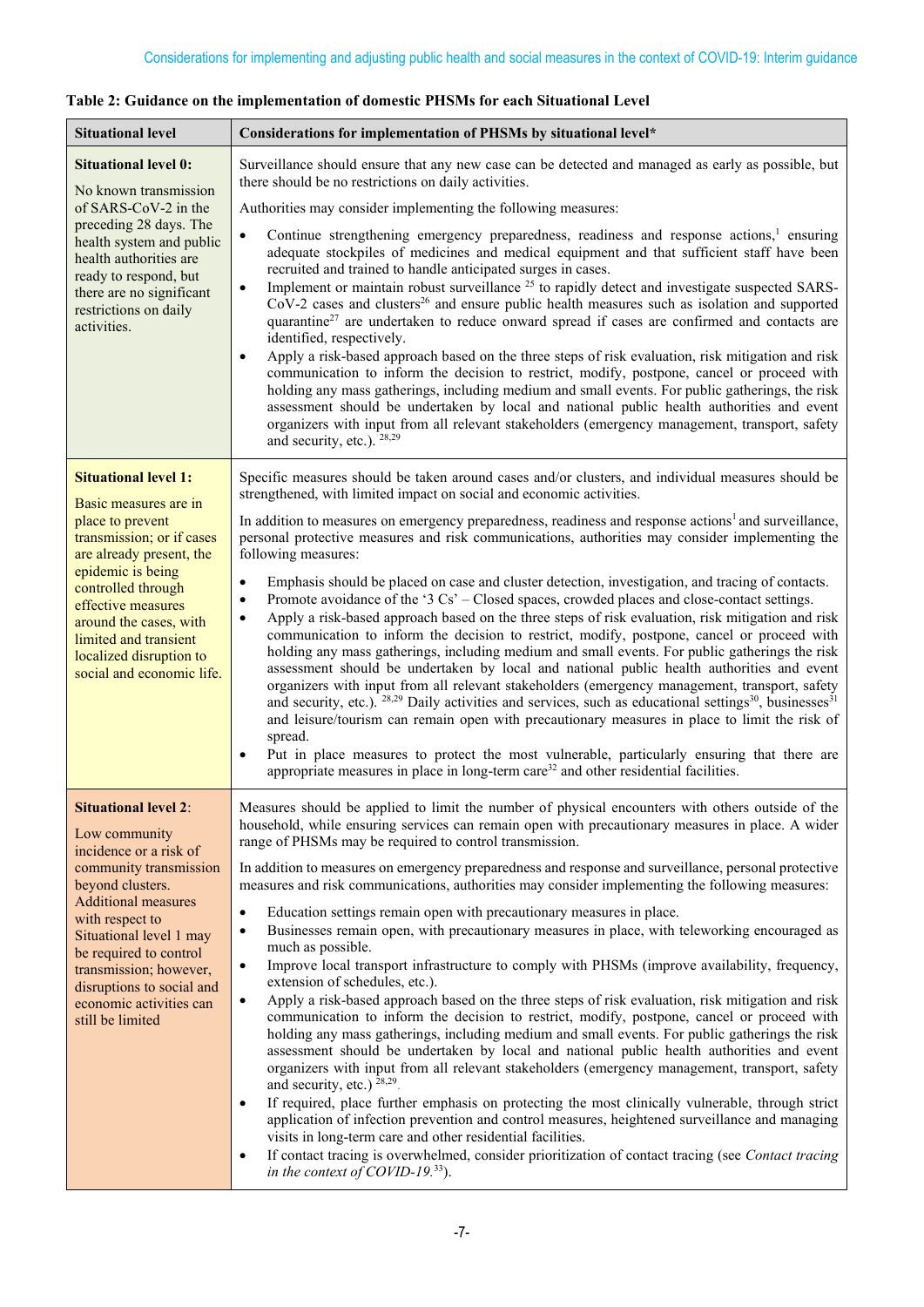**Table 2: Guidance on the implementation of domestic PHSMs for each Situational Level**

| Situational level | Considerations for implementation of PHSMs by situational level* |
|---|---|
| **Situational level 0:**<br><br>No known transmission of SARS-CoV-2 in the preceding 28 days. The health system and public health authorities are ready to respond, but there are no significant restrictions on daily activities. | Surveillance should ensure that any new case can be detected and managed as early as possible, but there should be no restrictions on daily activities.<br><br>Authorities may consider implementing the following measures:<br><br>• Continue strengthening emergency preparedness, readiness and response actions,[1] ensuring adequate stockpiles of medicines and medical equipment and that sufficient staff have been recruited and trained to handle anticipated surges in cases.<br>• Implement or maintain robust surveillance [25] to rapidly detect and investigate suspected SARS-CoV-2 cases and clusters[26] and ensure public health measures such as isolation and supported quarantine[27] are undertaken to reduce onward spread if cases are confirmed and contacts are identified, respectively.<br>• Apply a risk-based approach based on the three steps of risk evaluation, risk mitigation and risk communication to inform the decision to restrict, modify, postpone, cancel or proceed with holding any mass gatherings, including medium and small events. For public gatherings, the risk assessment should be undertaken by local and national public health authorities and event organizers with input from all relevant stakeholders (emergency management, transport, safety and security, etc.). [28,29] |
| **Situational level 1:**<br><br>Basic measures are in place to prevent transmission; or if cases are already present, the epidemic is being controlled through effective measures around the cases, with limited and transient localized disruption to social and economic life. | Specific measures should be taken around cases and/or clusters, and individual measures should be strengthened, with limited impact on social and economic activities.<br><br>In addition to measures on emergency preparedness, readiness and response actions[1] and surveillance, personal protective measures and risk communications, authorities may consider implementing the following measures:<br><br>• Emphasis should be placed on case and cluster detection, investigation, and tracing of contacts.<br>• Promote avoidance of the '3 Cs' – Closed spaces, crowded places and close-contact settings.<br>• Apply a risk-based approach based on the three steps of risk evaluation, risk mitigation and risk communication to inform the decision to restrict, modify, postpone, cancel or proceed with holding any mass gatherings, including medium and small events. For public gatherings the risk assessment should be undertaken by local and national public health authorities and event organizers with input from all relevant stakeholders (emergency management, transport, safety and security, etc.). [28,29] Daily activities and services, such as educational settings[30], businesses[31] and leisure/tourism can remain open with precautionary measures in place to limit the risk of spread.<br>• Put in place measures to protect the most vulnerable, particularly ensuring that there are appropriate measures in place in long-term care[32] and other residential facilities. |
| **Situational level 2**:<br><br>Low community incidence or a risk of community transmission beyond clusters. Additional measures with respect to Situational level 1 may be required to control transmission; however, disruptions to social and economic activities can still be limited | Measures should be applied to limit the number of physical encounters with others outside of the household, while ensuring services can remain open with precautionary measures in place. A wider range of PHSMs may be required to control transmission.<br><br>In addition to measures on emergency preparedness and response and surveillance, personal protective measures and risk communications, authorities may consider implementing the following measures:<br><br>• Education settings remain open with precautionary measures in place.<br>• Businesses remain open, with precautionary measures in place, with teleworking encouraged as much as possible.<br>• Improve local transport infrastructure to comply with PHSMs (improve availability, frequency, extension of schedules, etc.).<br>• Apply a risk-based approach based on the three steps of risk evaluation, risk mitigation and risk communication to inform the decision to restrict, modify, postpone, cancel or proceed with holding any mass gatherings, including medium and small events. For public gatherings the risk assessment should be undertaken by local and national public health authorities and event organizers with input from all relevant stakeholders (emergency management, transport, safety and security, etc.) [28,29].<br>• If required, place further emphasis on protecting the most clinically vulnerable, through strict application of infection prevention and control measures, heightened surveillance and managing visits in long-term care and other residential facilities.<br>• If contact tracing is overwhelmed, consider prioritization of contact tracing (see *Contact tracing in the context of COVID-19.*[33]). |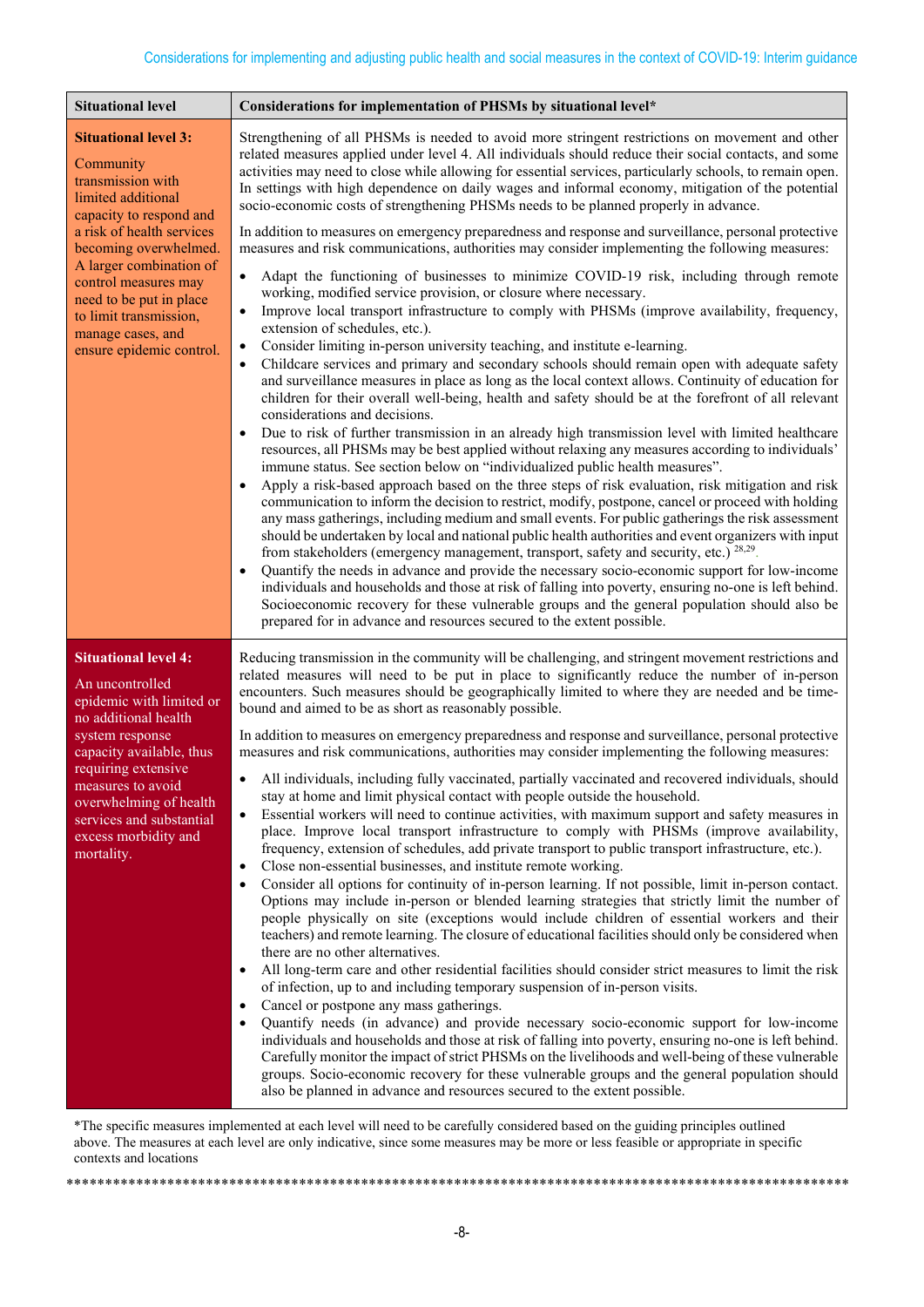| Situational level | Considerations for implementation of PHSMs by situational level* |
|---|---|
| **Situational level 3:**<br><br>Community transmission with limited additional capacity to respond and a risk of health services becoming overwhelmed. A larger combination of control measures may need to be put in place to limit transmission, manage cases, and ensure epidemic control. | Strengthening of all PHSMs is needed to avoid more stringent restrictions on movement and other related measures applied under level 4. All individuals should reduce their social contacts, and some activities may need to close while allowing for essential services, particularly schools, to remain open. In settings with high dependence on daily wages and informal economy, mitigation of the potential socio-economic costs of strengthening PHSMs needs to be planned properly in advance.<br><br>In addition to measures on emergency preparedness and response and surveillance, personal protective measures and risk communications, authorities may consider implementing the following measures:<br><br>• Adapt the functioning of businesses to minimize COVID-19 risk, including through remote working, modified service provision, or closure where necessary.<br>• Improve local transport infrastructure to comply with PHSMs (improve availability, frequency, extension of schedules, etc.).<br>• Consider limiting in-person university teaching, and institute e-learning.<br>• Childcare services and primary and secondary schools should remain open with adequate safety and surveillance measures in place as long as the local context allows. Continuity of education for children for their overall well-being, health and safety should be at the forefront of all relevant considerations and decisions.<br>• Due to risk of further transmission in an already high transmission level with limited healthcare resources, all PHSMs may be best applied without relaxing any measures according to individuals' immune status. See section below on "individualized public health measures".<br>• Apply a risk-based approach based on the three steps of risk evaluation, risk mitigation and risk communication to inform the decision to restrict, modify, postpone, cancel or proceed with holding any mass gatherings, including medium and small events. For public gatherings the risk assessment should be undertaken by local and national public health authorities and event organizers with input from stakeholders (emergency management, transport, safety and security, etc.) [28,29].<br>• Quantify the needs in advance and provide the necessary socio-economic support for low-income individuals and households and those at risk of falling into poverty, ensuring no-one is left behind. Socioeconomic recovery for these vulnerable groups and the general population should also be prepared for in advance and resources secured to the extent possible. |
| **Situational level 4:**<br><br>An uncontrolled epidemic with limited or no additional health system response capacity available, thus requiring extensive measures to avoid overwhelming of health services and substantial excess morbidity and mortality. | Reducing transmission in the community will be challenging, and stringent movement restrictions and related measures will need to be put in place to significantly reduce the number of in-person encounters. Such measures should be geographically limited to where they are needed and be time-bound and aimed to be as short as reasonably possible.<br><br>In addition to measures on emergency preparedness and response and surveillance, personal protective measures and risk communications, authorities may consider implementing the following measures:<br><br>• All individuals, including fully vaccinated, partially vaccinated and recovered individuals, should stay at home and limit physical contact with people outside the household.<br>• Essential workers will need to continue activities, with maximum support and safety measures in place. Improve local transport infrastructure to comply with PHSMs (improve availability, frequency, extension of schedules, add private transport to public transport infrastructure, etc.).<br>• Close non-essential businesses, and institute remote working.<br>• Consider all options for continuity of in-person learning. If not possible, limit in-person contact. Options may include in-person or blended learning strategies that strictly limit the number of people physically on site (exceptions would include children of essential workers and their teachers) and remote learning. The closure of educational facilities should only be considered when there are no other alternatives.<br>• All long-term care and other residential facilities should consider strict measures to limit the risk of infection, up to and including temporary suspension of in-person visits.<br>• Cancel or postpone any mass gatherings.<br>• Quantify needs (in advance) and provide necessary socio-economic support for low-income individuals and households and those at risk of falling into poverty, ensuring no-one is left behind. Carefully monitor the impact of strict PHSMs on the livelihoods and well-being of these vulnerable groups. Socio-economic recovery for these vulnerable groups and the general population should also be planned in advance and resources secured to the extent possible. |

*The specific measures implemented at each level will need to be carefully considered based on the guiding principles outlined above. The measures at each level are only indicative, since some measures may be more or less feasible or appropriate in specific contexts and locations

****************************************************************************************************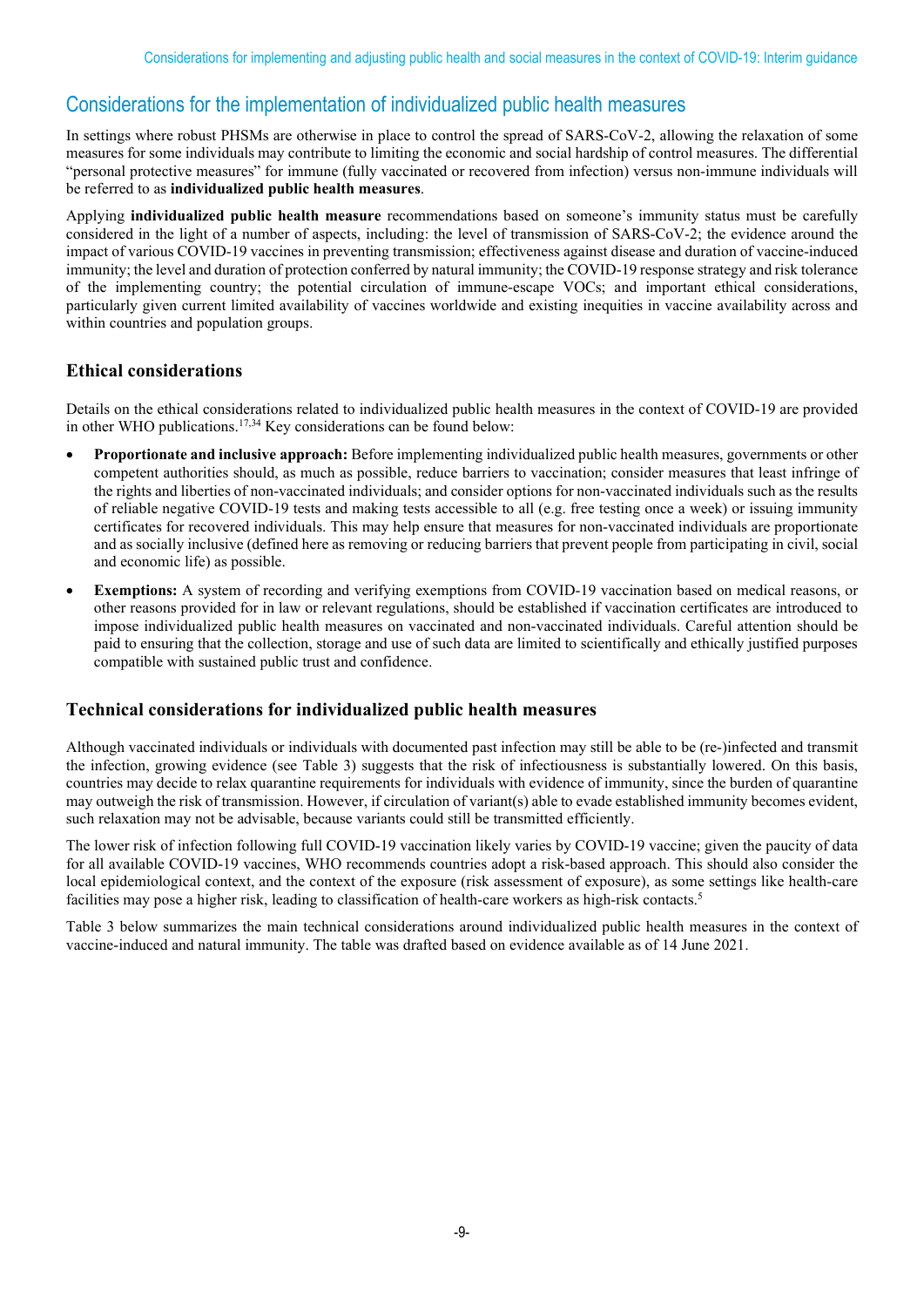## Considerations for the implementation of individualized public health measures

In settings where robust PHSMs are otherwise in place to control the spread of SARS-CoV-2, allowing the relaxation of some measures for some individuals may contribute to limiting the economic and social hardship of control measures. The differential "personal protective measures" for immune (fully vaccinated or recovered from infection) versus non-immune individuals will be referred to as **individualized public health measures**.

Applying **individualized public health measure** recommendations based on someone's immunity status must be carefully considered in the light of a number of aspects, including: the level of transmission of SARS-CoV-2; the evidence around the impact of various COVID-19 vaccines in preventing transmission; effectiveness against disease and duration of vaccine-induced immunity; the level and duration of protection conferred by natural immunity; the COVID-19 response strategy and risk tolerance of the implementing country; the potential circulation of immune-escape VOCs; and important ethical considerations, particularly given current limited availability of vaccines worldwide and existing inequities in vaccine availability across and within countries and population groups.

### Ethical considerations

Details on the ethical considerations related to individualized public health measures in the context of COVID-19 are provided in other WHO publications.[17,34] Key considerations can be found below:

- **Proportionate and inclusive approach:** Before implementing individualized public health measures, governments or other competent authorities should, as much as possible, reduce barriers to vaccination; consider measures that least infringe of the rights and liberties of non-vaccinated individuals; and consider options for non-vaccinated individuals such as the results of reliable negative COVID-19 tests and making tests accessible to all (e.g. free testing once a week) or issuing immunity certificates for recovered individuals. This may help ensure that measures for non-vaccinated individuals are proportionate and as socially inclusive (defined here as removing or reducing barriers that prevent people from participating in civil, social and economic life) as possible.
- **Exemptions:** A system of recording and verifying exemptions from COVID-19 vaccination based on medical reasons, or other reasons provided for in law or relevant regulations, should be established if vaccination certificates are introduced to impose individualized public health measures on vaccinated and non-vaccinated individuals. Careful attention should be paid to ensuring that the collection, storage and use of such data are limited to scientifically and ethically justified purposes compatible with sustained public trust and confidence.

### Technical considerations for individualized public health measures

Although vaccinated individuals or individuals with documented past infection may still be able to be (re-)infected and transmit the infection, growing evidence (see Table 3) suggests that the risk of infectiousness is substantially lowered. On this basis, countries may decide to relax quarantine requirements for individuals with evidence of immunity, since the burden of quarantine may outweigh the risk of transmission. However, if circulation of variant(s) able to evade established immunity becomes evident, such relaxation may not be advisable, because variants could still be transmitted efficiently.

The lower risk of infection following full COVID-19 vaccination likely varies by COVID-19 vaccine; given the paucity of data for all available COVID-19 vaccines, WHO recommends countries adopt a risk-based approach. This should also consider the local epidemiological context, and the context of the exposure (risk assessment of exposure), as some settings like health-care facilities may pose a higher risk, leading to classification of health-care workers as high-risk contacts.[5]

Table 3 below summarizes the main technical considerations around individualized public health measures in the context of vaccine-induced and natural immunity. The table was drafted based on evidence available as of 14 June 2021.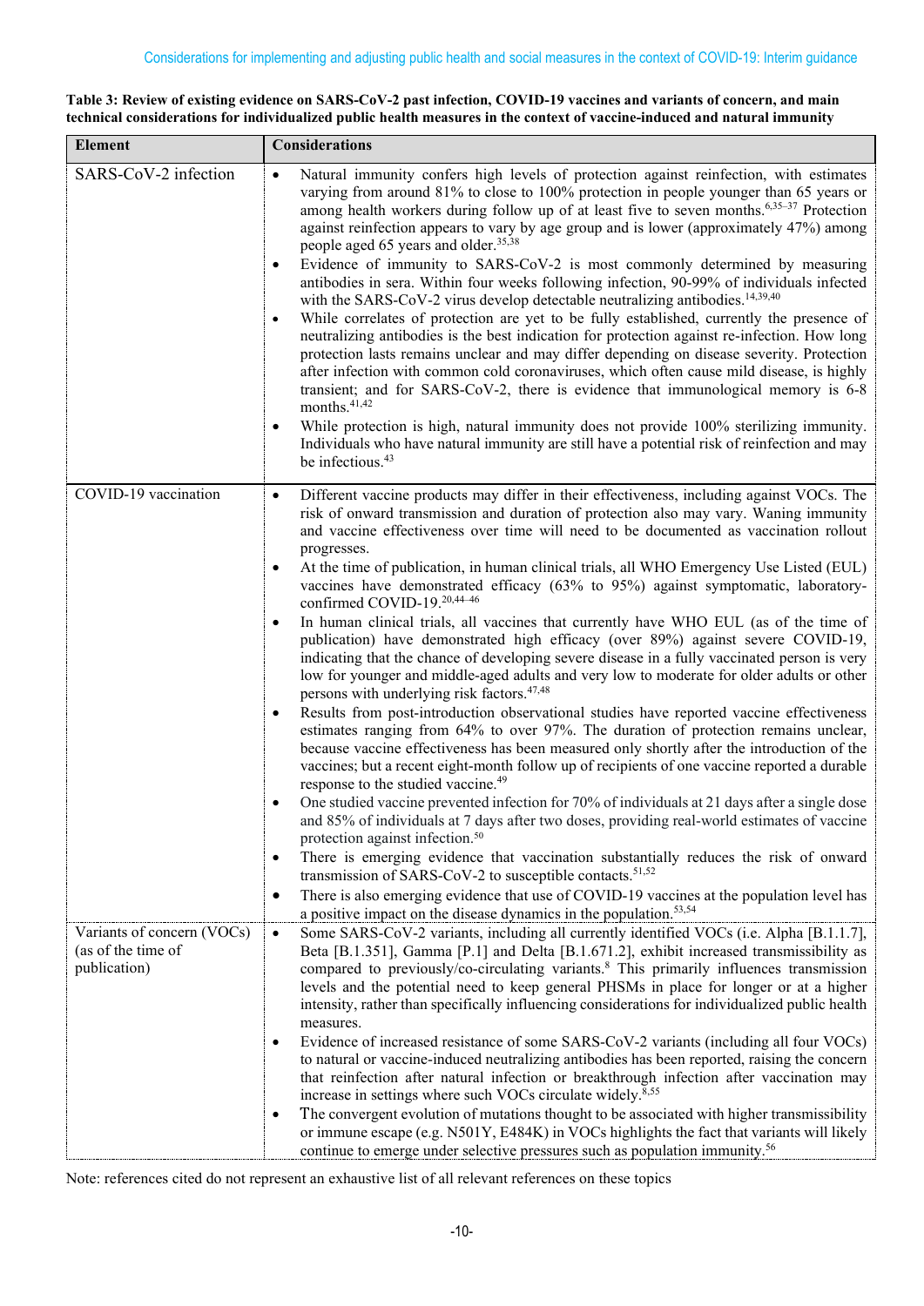**Table 3: Review of existing evidence on SARS-CoV-2 past infection, COVID-19 vaccines and variants of concern, and main technical considerations for individualized public health measures in the context of vaccine-induced and natural immunity**

| Element | Considerations |
|---|---|
| SARS-CoV-2 infection | • Natural immunity confers high levels of protection against reinfection, with estimates varying from around 81% to close to 100% protection in people younger than 65 years or among health workers during follow up of at least five to seven months.[6,35–37] Protection against reinfection appears to vary by age group and is lower (approximately 47%) among people aged 65 years and older.[35,38]<br>• Evidence of immunity to SARS-CoV-2 is most commonly determined by measuring antibodies in sera. Within four weeks following infection, 90-99% of individuals infected with the SARS-CoV-2 virus develop detectable neutralizing antibodies.[14,39,40]<br>• While correlates of protection are yet to be fully established, currently the presence of neutralizing antibodies is the best indication for protection against re-infection. How long protection lasts remains unclear and may differ depending on disease severity. Protection after infection with common cold coronaviruses, which often cause mild disease, is highly transient; and for SARS-CoV-2, there is evidence that immunological memory is 6-8 months.[41,42]<br>• While protection is high, natural immunity does not provide 100% sterilizing immunity. Individuals who have natural immunity are still have a potential risk of reinfection and may be infectious.[43] |
| COVID-19 vaccination | • Different vaccine products may differ in their effectiveness, including against VOCs. The risk of onward transmission and duration of protection also may vary. Waning immunity and vaccine effectiveness over time will need to be documented as vaccination rollout progresses.<br>• At the time of publication, in human clinical trials, all WHO Emergency Use Listed (EUL) vaccines have demonstrated efficacy (63% to 95%) against symptomatic, laboratory-confirmed COVID-19.[20,44–46]<br>• In human clinical trials, all vaccines that currently have WHO EUL (as of the time of publication) have demonstrated high efficacy (over 89%) against severe COVID-19, indicating that the chance of developing severe disease in a fully vaccinated person is very low for younger and middle-aged adults and very low to moderate for older adults or other persons with underlying risk factors.[47,48]<br>• Results from post-introduction observational studies have reported vaccine effectiveness estimates ranging from 64% to over 97%. The duration of protection remains unclear, because vaccine effectiveness has been measured only shortly after the introduction of the vaccines; but a recent eight-month follow up of recipients of one vaccine reported a durable response to the studied vaccine.[49]<br>• One studied vaccine prevented infection for 70% of individuals at 21 days after a single dose and 85% of individuals at 7 days after two doses, providing real-world estimates of vaccine protection against infection.[50]<br>• There is emerging evidence that vaccination substantially reduces the risk of onward transmission of SARS-CoV-2 to susceptible contacts.[51,52]<br>• There is also emerging evidence that use of COVID-19 vaccines at the population level has a positive impact on the disease dynamics in the population.[53,54] |
| Variants of concern (VOCs) (as of the time of publication) | • Some SARS-CoV-2 variants, including all currently identified VOCs (i.e. Alpha [B.1.1.7], Beta [B.1.351], Gamma [P.1] and Delta [B.1.671.2], exhibit increased transmissibility as compared to previously/co-circulating variants.[8] This primarily influences transmission levels and the potential need to keep general PHSMs in place for longer or at a higher intensity, rather than specifically influencing considerations for individualized public health measures.<br>• Evidence of increased resistance of some SARS-CoV-2 variants (including all four VOCs) to natural or vaccine-induced neutralizing antibodies has been reported, raising the concern that reinfection after natural infection or breakthrough infection after vaccination may increase in settings where such VOCs circulate widely.[8,55]<br>• The convergent evolution of mutations thought to be associated with higher transmissibility or immune escape (e.g. N501Y, E484K) in VOCs highlights the fact that variants will likely continue to emerge under selective pressures such as population immunity.[56] |

Note: references cited do not represent an exhaustive list of all relevant references on these topics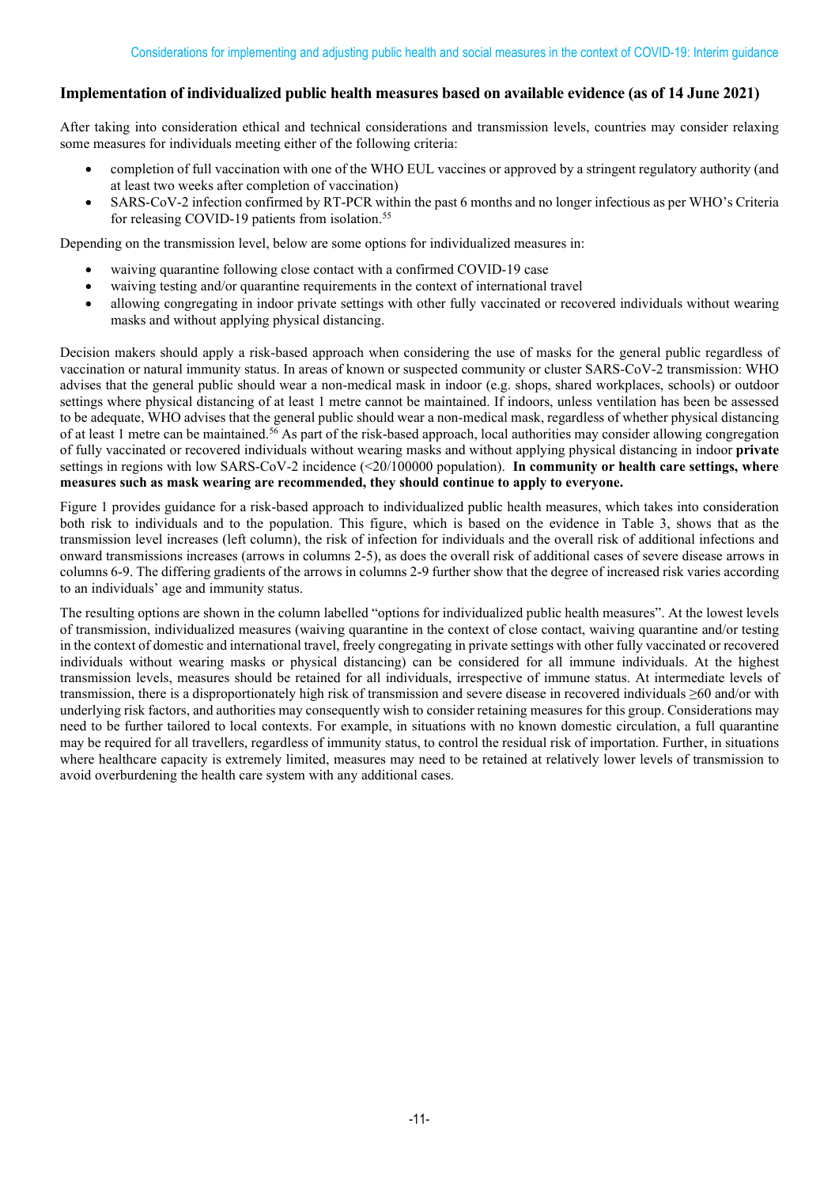### Implementation of individualized public health measures based on available evidence (as of 14 June 2021)

After taking into consideration ethical and technical considerations and transmission levels, countries may consider relaxing some measures for individuals meeting either of the following criteria:

- completion of full vaccination with one of the WHO EUL vaccines or approved by a stringent regulatory authority (and at least two weeks after completion of vaccination)
- SARS-CoV-2 infection confirmed by RT-PCR within the past 6 months and no longer infectious as per WHO's Criteria for releasing COVID-19 patients from isolation.[55]

Depending on the transmission level, below are some options for individualized measures in:

- waiving quarantine following close contact with a confirmed COVID-19 case
- waiving testing and/or quarantine requirements in the context of international travel
- allowing congregating in indoor private settings with other fully vaccinated or recovered individuals without wearing masks and without applying physical distancing.

Decision makers should apply a risk-based approach when considering the use of masks for the general public regardless of vaccination or natural immunity status. In areas of known or suspected community or cluster SARS-CoV-2 transmission: WHO advises that the general public should wear a non-medical mask in indoor (e.g. shops, shared workplaces, schools) or outdoor settings where physical distancing of at least 1 metre cannot be maintained. If indoors, unless ventilation has been assessed to be adequate, WHO advises that the general public should wear a non-medical mask, regardless of whether physical distancing of at least 1 metre can be maintained.[56] As part of the risk-based approach, local authorities may consider allowing congregation of fully vaccinated or recovered individuals without wearing masks and without applying physical distancing in indoor **private** settings in regions with low SARS-CoV-2 incidence (<20/100000 population). **In community or health care settings, where measures such as mask wearing are recommended, they should continue to apply to everyone.**

Figure 1 provides guidance for a risk-based approach to individualized public health measures, which takes into consideration both risk to individuals and to the population. This figure, which is based on the evidence in Table 3, shows that as the transmission level increases (left column), the risk of infection for individuals and the overall risk of additional infections and onward transmissions increases (arrows in columns 2-5), as does the overall risk of additional cases of severe disease arrows in columns 6-9. The differing gradients of the arrows in columns 2-9 further show that the degree of increased risk varies according to an individuals' age and immunity status.

The resulting options are shown in the column labelled "options for individualized public health measures". At the lowest levels of transmission, individualized measures (waiving quarantine in the context of close contact, waiving quarantine and/or testing in the context of domestic and international travel, freely congregating in private settings with other fully vaccinated or recovered individuals without wearing masks or physical distancing) can be considered for all immune individuals. At the highest transmission levels, measures should be retained for all individuals, irrespective of immune status. At intermediate levels of transmission, there is a disproportionately high risk of transmission and severe disease in recovered individuals ≥60 and/or with underlying risk factors, and authorities may consequently wish to consider retaining measures for this group. Considerations may need to be further tailored to local contexts. For example, in situations with no known domestic circulation, a full quarantine may be required for all travellers, regardless of immunity status, to control the residual risk of importation. Further, in situations where healthcare capacity is extremely limited, measures may need to be retained at relatively lower levels of transmission to avoid overburdening the health care system with any additional cases.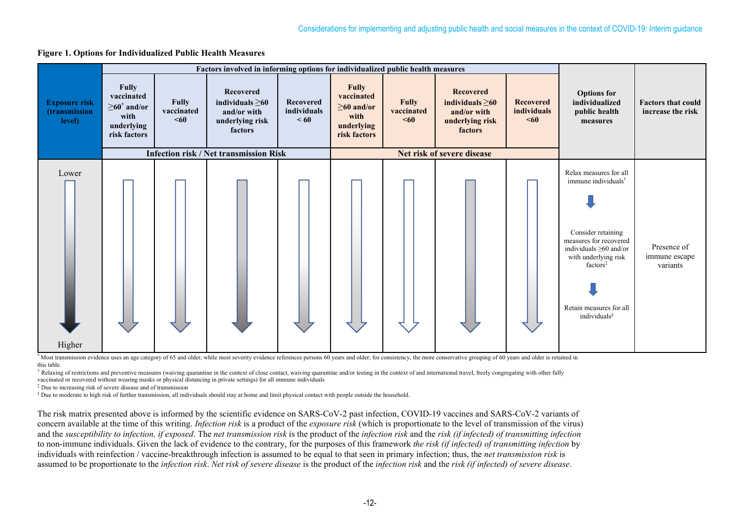**Figure 1. Options for Individualized Public Health Measures**

| Exposure risk (transmission level) | Factors involved in informing options for individualized public health measures | | | | | | | | Options for individualized public health measures | Factors that could increase the risk |
|---|---|---|---|---|---|---|---|---|---|---|
| | Infection risk / Net transmission Risk | | | | Net risk of severe disease | | | | | |
| | Fully vaccinated ≥60[*] and/or with underlying risk factors | Fully vaccinated <60 | Recovered individuals ≥60 and/or with underlying risk factors | Recovered individuals < 60 | Fully vaccinated ≥60 and/or with underlying risk factors | Fully vaccinated <60 | Recovered individuals ≥60 and/or with underlying risk factors | Recovered individuals <60 | | |
| Lower ↓ Higher | | | | | | | | | Relax measures for all immune individuals[†] ↓ Consider retaining measures for recovered individuals ≥60 and/or with underlying risk factors[‡] ↓ Retain measures for all individuals[§] | Presence of immune escape variants |

[*] Most transmission evidence uses an age category of 65 and older, while most severity evidence references persons 60 years and older; for consistency, the more conservative grouping of 60 years and older is retained in this table.

[†] Relaxing of restrictions and preventive measures (waiving quarantine in the context of close contact, waiving quarantine and/or testing in the context of and international travel, freely congregating with other fully vaccinated or recovered without wearing masks or physical distancing in private settings) for all immune individuals

[‡] Due to increasing risk of severe disease and of transmission

[§] Due to moderate to high risk of further transmission, all individuals should stay at home and limit physical contact with people outside the household.

The risk matrix presented above is informed by the scientific evidence on SARS-CoV-2 past infection, COVID-19 vaccines and SARS-CoV-2 variants of concern available at the time of this writing. *Infection risk* is a product of the *exposure risk* (which is proportionate to the level of transmission of the virus) and the *susceptibility to infection, if exposed*. The *net transmission risk* is the product of the *infection risk* and the *risk (if infected) of transmitting infection* to non-immune individuals. Given the lack of evidence to the contrary, for the purposes of this framework *the risk (if infected) of transmitting infection* by individuals with reinfection / vaccine-breakthrough infection is assumed to be equal to that seen in primary infection; thus, the *net transmission risk* is assumed to be proportionate to the *infection risk*. *Net risk of severe disease* is the product of the *infection risk* and the *risk (if infected) of severe disease*.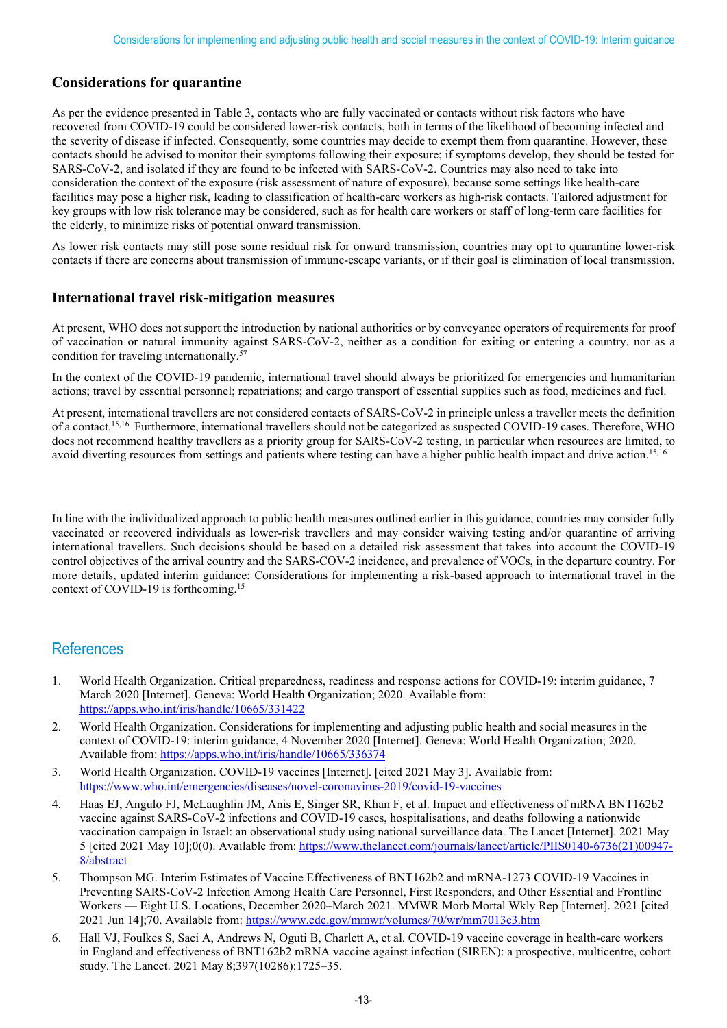## Considerations for quarantine

As per the evidence presented in Table 3, contacts who are fully vaccinated or contacts without risk factors who have recovered from COVID-19 could be considered lower-risk contacts, both in terms of the likelihood of becoming infected and the severity of disease if infected. Consequently, some countries may decide to exempt them from quarantine. However, these contacts should be advised to monitor their symptoms following their exposure; if symptoms develop, they should be tested for SARS-CoV-2, and isolated if they are found to be infected with SARS-CoV-2. Countries may also need to take into consideration the context of the exposure (risk assessment of nature of exposure), because some settings like health-care facilities may pose a higher risk, leading to classification of health-care workers as high-risk contacts. Tailored adjustment for key groups with low risk tolerance may be considered, such as for health care workers or staff of long-term care facilities for the elderly, to minimize risks of potential onward transmission.

As lower risk contacts may still pose some residual risk for onward transmission, countries may opt to quarantine lower-risk contacts if there are concerns about transmission of immune-escape variants, or if their goal is elimination of local transmission.

## International travel risk-mitigation measures

At present, WHO does not support the introduction by national authorities or by conveyance operators of requirements for proof of vaccination or natural immunity against SARS-CoV-2, neither as a condition for exiting or entering a country, nor as a condition for traveling internationally.[57]

In the context of the COVID-19 pandemic, international travel should always be prioritized for emergencies and humanitarian actions; travel by essential personnel; repatriations; and cargo transport of essential supplies such as food, medicines and fuel.

At present, international travellers are not considered contacts of SARS-CoV-2 in principle unless a traveller meets the definition of a contact.[15,16] Furthermore, international travellers should not be categorized as suspected COVID-19 cases. Therefore, WHO does not recommend healthy travellers as a priority group for SARS-CoV-2 testing, in particular when resources are limited, to avoid diverting resources from settings and patients where testing can have a higher public health impact and drive action.[15,16]

In line with the individualized approach to public health measures outlined earlier in this guidance, countries may consider fully vaccinated or recovered individuals as lower-risk travellers and may consider waiving testing and/or quarantine of arriving international travellers. Such decisions should be based on a detailed risk assessment that takes into account the COVID-19 control objectives of the arrival country and the SARS-COV-2 incidence, and prevalence of VOCs, in the departure country. For more details, updated interim guidance: Considerations for implementing a risk-based approach to international travel in the context of COVID-19 is forthcoming.[15]

# References

1. World Health Organization. Critical preparedness, readiness and response actions for COVID-19: interim guidance, 7 March 2020 [Internet]. Geneva: World Health Organization; 2020. Available from: https://apps.who.int/iris/handle/10665/331422
2. World Health Organization. Considerations for implementing and adjusting public health and social measures in the context of COVID-19: interim guidance, 4 November 2020 [Internet]. Geneva: World Health Organization; 2020. Available from: https://apps.who.int/iris/handle/10665/336374
3. World Health Organization. COVID-19 vaccines [Internet]. [cited 2021 May 3]. Available from: https://www.who.int/emergencies/diseases/novel-coronavirus-2019/covid-19-vaccines
4. Haas EJ, Angulo FJ, McLaughlin JM, Anis E, Singer SR, Khan F, et al. Impact and effectiveness of mRNA BNT162b2 vaccine against SARS-CoV-2 infections and COVID-19 cases, hospitalisations, and deaths following a nationwide vaccination campaign in Israel: an observational study using national surveillance data. The Lancet [Internet]. 2021 May 5 [cited 2021 May 10];0(0). Available from: https://www.thelancet.com/journals/lancet/article/PIIS0140-6736(21)00947-8/abstract
5. Thompson MG. Interim Estimates of Vaccine Effectiveness of BNT162b2 and mRNA-1273 COVID-19 Vaccines in Preventing SARS-CoV-2 Infection Among Health Care Personnel, First Responders, and Other Essential and Frontline Workers — Eight U.S. Locations, December 2020–March 2021. MMWR Morb Mortal Wkly Rep [Internet]. 2021 [cited 2021 Jun 14];70. Available from: https://www.cdc.gov/mmwr/volumes/70/wr/mm7013e3.htm
6. Hall VJ, Foulkes S, Saei A, Andrews N, Oguti B, Charlett A, et al. COVID-19 vaccine coverage in health-care workers in England and effectiveness of BNT162b2 mRNA vaccine against infection (SIREN): a prospective, multicentre, cohort study. The Lancet. 2021 May 8;397(10286):1725–35.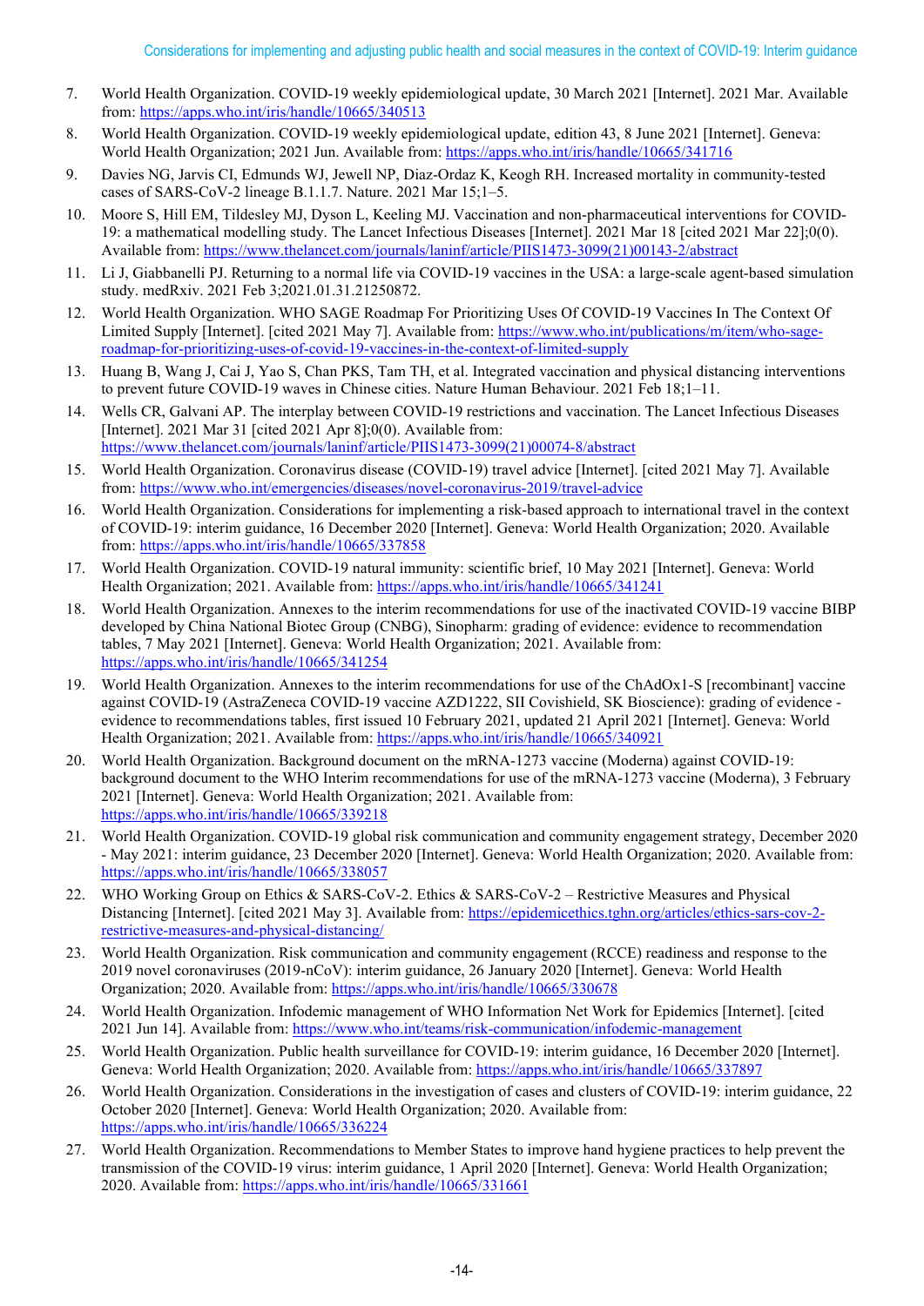7. World Health Organization. COVID-19 weekly epidemiological update, 30 March 2021 [Internet]. 2021 Mar. Available from: https://apps.who.int/iris/handle/10665/340513
8. World Health Organization. COVID-19 weekly epidemiological update, edition 43, 8 June 2021 [Internet]. Geneva: World Health Organization; 2021 Jun. Available from: https://apps.who.int/iris/handle/10665/341716
9. Davies NG, Jarvis CI, Edmunds WJ, Jewell NP, Diaz-Ordaz K, Keogh RH. Increased mortality in community-tested cases of SARS-CoV-2 lineage B.1.1.7. Nature. 2021 Mar 15;1–5.
10. Moore S, Hill EM, Tildesley MJ, Dyson L, Keeling MJ. Vaccination and non-pharmaceutical interventions for COVID-19: a mathematical modelling study. The Lancet Infectious Diseases [Internet]. 2021 Mar 18 [cited 2021 Mar 22];0(0). Available from: https://www.thelancet.com/journals/laninf/article/PIIS1473-3099(21)00143-2/abstract
11. Li J, Giabbanelli PJ. Returning to a normal life via COVID-19 vaccines in the USA: a large-scale agent-based simulation study. medRxiv. 2021 Feb 3;2021.01.31.21250872.
12. World Health Organization. WHO SAGE Roadmap For Prioritizing Uses Of COVID-19 Vaccines In The Context Of Limited Supply [Internet]. [cited 2021 May 7]. Available from: https://www.who.int/publications/m/item/who-sage-roadmap-for-prioritizing-uses-of-covid-19-vaccines-in-the-context-of-limited-supply
13. Huang B, Wang J, Cai J, Yao S, Chan PKS, Tam TH, et al. Integrated vaccination and physical distancing interventions to prevent future COVID-19 waves in Chinese cities. Nature Human Behaviour. 2021 Feb 18;1–11.
14. Wells CR, Galvani AP. The interplay between COVID-19 restrictions and vaccination. The Lancet Infectious Diseases [Internet]. 2021 Mar 31 [cited 2021 Apr 8];0(0). Available from: https://www.thelancet.com/journals/laninf/article/PIIS1473-3099(21)00074-8/abstract
15. World Health Organization. Coronavirus disease (COVID-19) travel advice [Internet]. [cited 2021 May 7]. Available from: https://www.who.int/emergencies/diseases/novel-coronavirus-2019/travel-advice
16. World Health Organization. Considerations for implementing a risk-based approach to international travel in the context of COVID-19: interim guidance, 16 December 2020 [Internet]. Geneva: World Health Organization; 2020. Available from: https://apps.who.int/iris/handle/10665/337858
17. World Health Organization. COVID-19 natural immunity: scientific brief, 10 May 2021 [Internet]. Geneva: World Health Organization; 2021. Available from: https://apps.who.int/iris/handle/10665/341241
18. World Health Organization. Annexes to the interim recommendations for use of the inactivated COVID-19 vaccine BIBP developed by China National Biotec Group (CNBG), Sinopharm: grading of evidence: evidence to recommendation tables, 7 May 2021 [Internet]. Geneva: World Health Organization; 2021. Available from: https://apps.who.int/iris/handle/10665/341254
19. World Health Organization. Annexes to the interim recommendations for use of the ChAdOx1-S [recombinant] vaccine against COVID-19 (AstraZeneca COVID-19 vaccine AZD1222, SII Covishield, SK Bioscience): grading of evidence - evidence to recommendations tables, first issued 10 February 2021, updated 21 April 2021 [Internet]. Geneva: World Health Organization; 2021. Available from: https://apps.who.int/iris/handle/10665/340921
20. World Health Organization. Background document on the mRNA-1273 vaccine (Moderna) against COVID-19: background document to the WHO Interim recommendations for use of the mRNA-1273 vaccine (Moderna), 3 February 2021 [Internet]. Geneva: World Health Organization; 2021. Available from: https://apps.who.int/iris/handle/10665/339218
21. World Health Organization. COVID-19 global risk communication and community engagement strategy, December 2020 - May 2021: interim guidance, 23 December 2020 [Internet]. Geneva: World Health Organization; 2020. Available from: https://apps.who.int/iris/handle/10665/338057
22. WHO Working Group on Ethics & SARS-CoV-2. Ethics & SARS-CoV-2 – Restrictive Measures and Physical Distancing [Internet]. [cited 2021 May 3]. Available from: https://epidemicethics.tghn.org/articles/ethics-sars-cov-2-restrictive-measures-and-physical-distancing/
23. World Health Organization. Risk communication and community engagement (RCCE) readiness and response to the 2019 novel coronaviruses (2019-nCoV): interim guidance, 26 January 2020 [Internet]. Geneva: World Health Organization; 2020. Available from: https://apps.who.int/iris/handle/10665/330678
24. World Health Organization. Infodemic management of WHO Information Net Work for Epidemics [Internet]. [cited 2021 Jun 14]. Available from: https://www.who.int/teams/risk-communication/infodemic-management
25. World Health Organization. Public health surveillance for COVID-19: interim guidance, 16 December 2020 [Internet]. Geneva: World Health Organization; 2020. Available from: https://apps.who.int/iris/handle/10665/337897
26. World Health Organization. Considerations in the investigation of cases and clusters of COVID-19: interim guidance, 22 October 2020 [Internet]. Geneva: World Health Organization; 2020. Available from: https://apps.who.int/iris/handle/10665/336224
27. World Health Organization. Recommendations to Member States to improve hand hygiene practices to help prevent the transmission of the COVID-19 virus: interim guidance, 1 April 2020 [Internet]. Geneva: World Health Organization; 2020. Available from: https://apps.who.int/iris/handle/10665/331661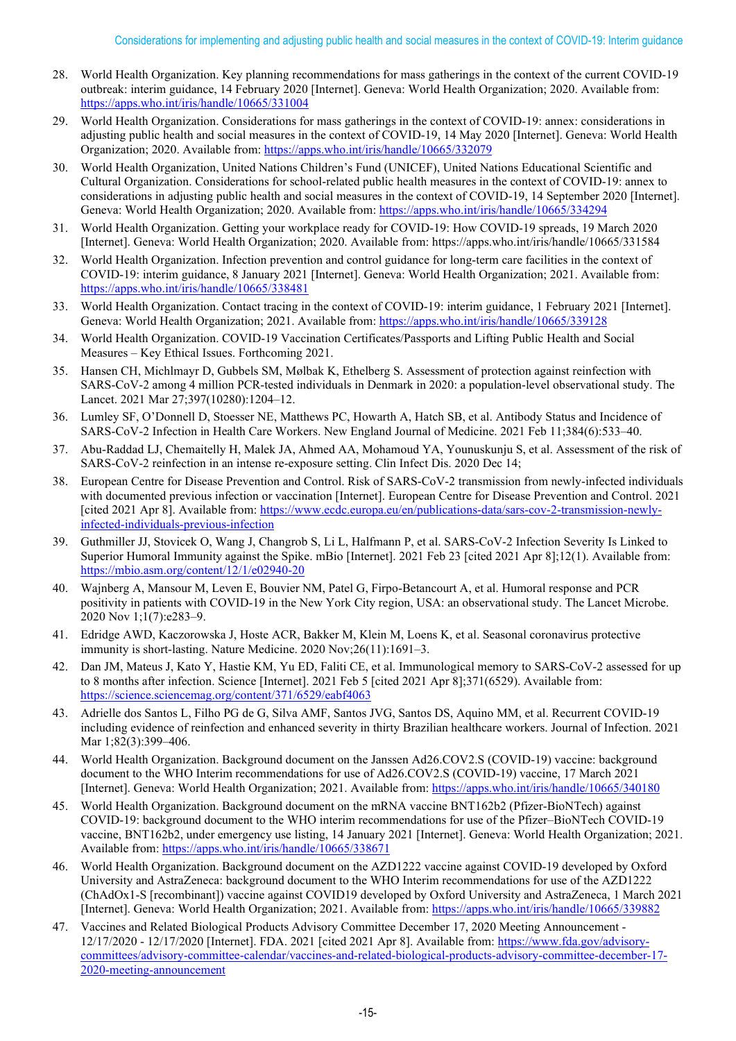28. World Health Organization. Key planning recommendations for mass gatherings in the context of the current COVID-19 outbreak: interim guidance, 14 February 2020 [Internet]. Geneva: World Health Organization; 2020. Available from: https://apps.who.int/iris/handle/10665/331004
29. World Health Organization. Considerations for mass gatherings in the context of COVID-19: annex: considerations in adjusting public health and social measures in the context of COVID-19, 14 May 2020 [Internet]. Geneva: World Health Organization; 2020. Available from: https://apps.who.int/iris/handle/10665/332079
30. World Health Organization, United Nations Children's Fund (UNICEF), United Nations Educational Scientific and Cultural Organization. Considerations for school-related public health measures in the context of COVID-19: annex to considerations in adjusting public health and social measures in the context of COVID-19, 14 September 2020 [Internet]. Geneva: World Health Organization; 2020. Available from: https://apps.who.int/iris/handle/10665/334294
31. World Health Organization. Getting your workplace ready for COVID-19: How COVID-19 spreads, 19 March 2020 [Internet]. Geneva: World Health Organization; 2020. Available from: https://apps.who.int/iris/handle/10665/331584
32. World Health Organization. Infection prevention and control guidance for long-term care facilities in the context of COVID-19: interim guidance, 8 January 2021 [Internet]. Geneva: World Health Organization; 2021. Available from: https://apps.who.int/iris/handle/10665/338481
33. World Health Organization. Contact tracing in the context of COVID-19: interim guidance, 1 February 2021 [Internet]. Geneva: World Health Organization; 2021. Available from: https://apps.who.int/iris/handle/10665/339128
34. World Health Organization. COVID-19 Vaccination Certificates/Passports and Lifting Public Health and Social Measures – Key Ethical Issues. Forthcoming 2021.
35. Hansen CH, Michlmayr D, Gubbels SM, Mølbak K, Ethelberg S. Assessment of protection against reinfection with SARS-CoV-2 among 4 million PCR-tested individuals in Denmark in 2020: a population-level observational study. The Lancet. 2021 Mar 27;397(10280):1204–12.
36. Lumley SF, O'Donnell D, Stoesser NE, Matthews PC, Howarth A, Hatch SB, et al. Antibody Status and Incidence of SARS-CoV-2 Infection in Health Care Workers. New England Journal of Medicine. 2021 Feb 11;384(6):533–40.
37. Abu-Raddad LJ, Chemaitelly H, Malek JA, Ahmed AA, Mohamoud YA, Younuskunju S, et al. Assessment of the risk of SARS-CoV-2 reinfection in an intense re-exposure setting. Clin Infect Dis. 2020 Dec 14;
38. European Centre for Disease Prevention and Control. Risk of SARS-CoV-2 transmission from newly-infected individuals with documented previous infection or vaccination [Internet]. European Centre for Disease Prevention and Control. 2021 [cited 2021 Apr 8]. Available from: https://www.ecdc.europa.eu/en/publications-data/sars-cov-2-transmission-newly-infected-individuals-previous-infection
39. Guthmiller JJ, Stovicek O, Wang J, Changrob S, Li L, Halfmann P, et al. SARS-CoV-2 Infection Severity Is Linked to Superior Humoral Immunity against the Spike. mBio [Internet]. 2021 Feb 23 [cited 2021 Apr 8];12(1). Available from: https://mbio.asm.org/content/12/1/e02940-20
40. Wajnberg A, Mansour M, Leven E, Bouvier NM, Patel G, Firpo-Betancourt A, et al. Humoral response and PCR positivity in patients with COVID-19 in the New York City region, USA: an observational study. The Lancet Microbe. 2020 Nov 1;1(7):e283–9.
41. Edridge AWD, Kaczorowska J, Hoste ACR, Bakker M, Klein M, Loens K, et al. Seasonal coronavirus protective immunity is short-lasting. Nature Medicine. 2020 Nov;26(11):1691–3.
42. Dan JM, Mateus J, Kato Y, Hastie KM, Yu ED, Faliti CE, et al. Immunological memory to SARS-CoV-2 assessed for up to 8 months after infection. Science [Internet]. 2021 Feb 5 [cited 2021 Apr 8];371(6529). Available from: https://science.sciencemag.org/content/371/6529/eabf4063
43. Adrielle dos Santos L, Filho PG de G, Silva AMF, Santos JVG, Santos DS, Aquino MM, et al. Recurrent COVID-19 including evidence of reinfection and enhanced severity in thirty Brazilian healthcare workers. Journal of Infection. 2021 Mar 1;82(3):399–406.
44. World Health Organization. Background document on the Janssen Ad26.COV2.S (COVID-19) vaccine: background document to the WHO Interim recommendations for use of Ad26.COV2.S (COVID-19) vaccine, 17 March 2021 [Internet]. Geneva: World Health Organization; 2021. Available from: https://apps.who.int/iris/handle/10665/340180
45. World Health Organization. Background document on the mRNA vaccine BNT162b2 (Pfizer-BioNTech) against COVID-19: background document to the WHO interim recommendations for use of the Pfizer–BioNTech COVID-19 vaccine, BNT162b2, under emergency use listing, 14 January 2021 [Internet]. Geneva: World Health Organization; 2021. Available from: https://apps.who.int/iris/handle/10665/338671
46. World Health Organization. Background document on the AZD1222 vaccine against COVID-19 developed by Oxford University and AstraZeneca: background document to the WHO Interim recommendations for use of the AZD1222 (ChAdOx1-S [recombinant]) vaccine against COVID19 developed by Oxford University and AstraZeneca, 1 March 2021 [Internet]. Geneva: World Health Organization; 2021. Available from: https://apps.who.int/iris/handle/10665/339882
47. Vaccines and Related Biological Products Advisory Committee December 17, 2020 Meeting Announcement - 12/17/2020 - 12/17/2020 [Internet]. FDA. 2021 [cited 2021 Apr 8]. Available from: https://www.fda.gov/advisory-committees/advisory-committee-calendar/vaccines-and-related-biological-products-advisory-committee-december-17-2020-meeting-announcement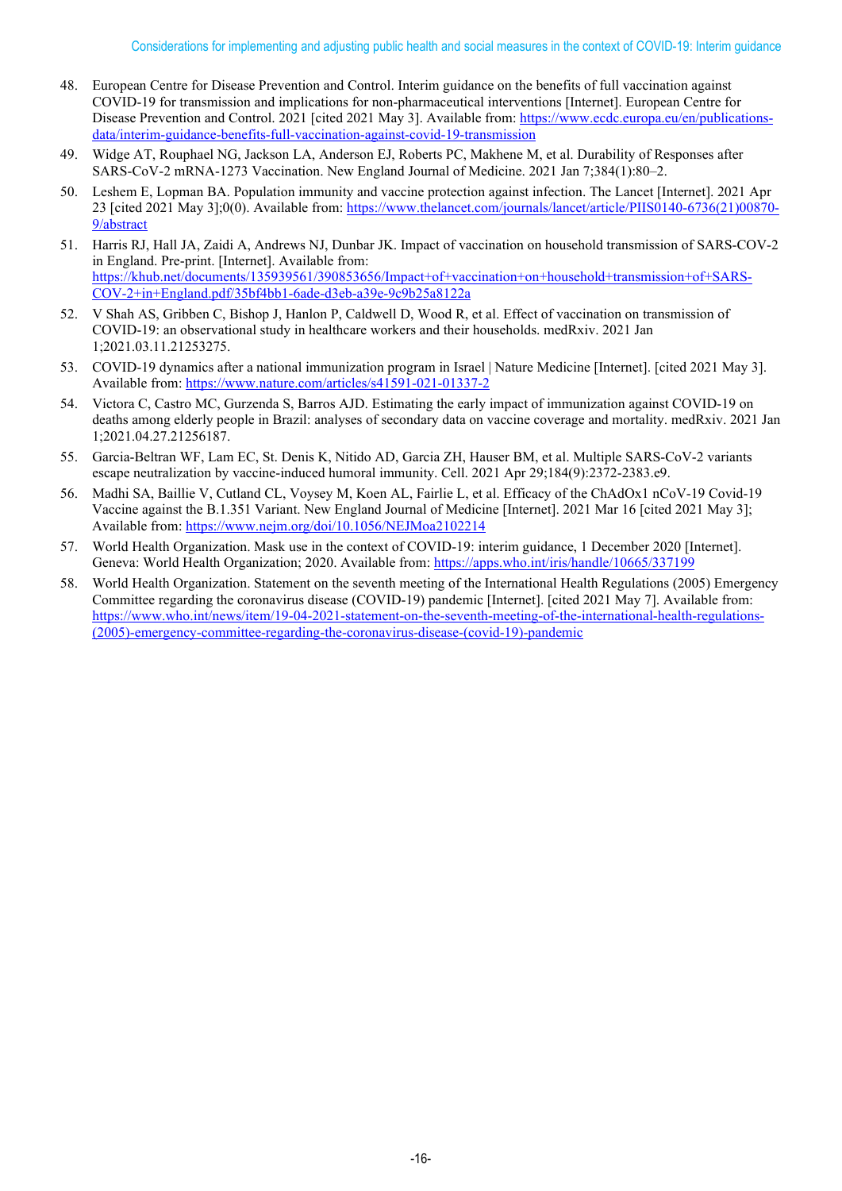48. European Centre for Disease Prevention and Control. Interim guidance on the benefits of full vaccination against COVID-19 for transmission and implications for non-pharmaceutical interventions [Internet]. European Centre for Disease Prevention and Control. 2021 [cited 2021 May 3]. Available from: https://www.ecdc.europa.eu/en/publications-data/interim-guidance-benefits-full-vaccination-against-covid-19-transmission
49. Widge AT, Rouphael NG, Jackson LA, Anderson EJ, Roberts PC, Makhene M, et al. Durability of Responses after SARS-CoV-2 mRNA-1273 Vaccination. New England Journal of Medicine. 2021 Jan 7;384(1):80–2.
50. Leshem E, Lopman BA. Population immunity and vaccine protection against infection. The Lancet [Internet]. 2021 Apr 23 [cited 2021 May 3];0(0). Available from: https://www.thelancet.com/journals/lancet/article/PIIS0140-6736(21)00870-9/abstract
51. Harris RJ, Hall JA, Zaidi A, Andrews NJ, Dunbar JK. Impact of vaccination on household transmission of SARS-COV-2 in England. Pre-print. [Internet]. Available from: https://khub.net/documents/135939561/390853656/Impact+of+vaccination+on+household+transmission+of+SARS-COV-2+in+England.pdf/35bf4bb1-6ade-d3eb-a39e-9c9b25a8122a
52. V Shah AS, Gribben C, Bishop J, Hanlon P, Caldwell D, Wood R, et al. Effect of vaccination on transmission of COVID-19: an observational study in healthcare workers and their households. medRxiv. 2021 Jan 1;2021.03.11.21253275.
53. COVID-19 dynamics after a national immunization program in Israel | Nature Medicine [Internet]. [cited 2021 May 3]. Available from: https://www.nature.com/articles/s41591-021-01337-2
54. Victora C, Castro MC, Gurzenda S, Barros AJD. Estimating the early impact of immunization against COVID-19 on deaths among elderly people in Brazil: analyses of secondary data on vaccine coverage and mortality. medRxiv. 2021 Jan 1;2021.04.27.21256187.
55. Garcia-Beltran WF, Lam EC, St. Denis K, Nitido AD, Garcia ZH, Hauser BM, et al. Multiple SARS-CoV-2 variants escape neutralization by vaccine-induced humoral immunity. Cell. 2021 Apr 29;184(9):2372-2383.e9.
56. Madhi SA, Baillie V, Cutland CL, Voysey M, Koen AL, Fairlie L, et al. Efficacy of the ChAdOx1 nCoV-19 Covid-19 Vaccine against the B.1.351 Variant. New England Journal of Medicine [Internet]. 2021 Mar 16 [cited 2021 May 3]; Available from: https://www.nejm.org/doi/10.1056/NEJMoa2102214
57. World Health Organization. Mask use in the context of COVID-19: interim guidance, 1 December 2020 [Internet]. Geneva: World Health Organization; 2020. Available from: https://apps.who.int/iris/handle/10665/337199
58. World Health Organization. Statement on the seventh meeting of the International Health Regulations (2005) Emergency Committee regarding the coronavirus disease (COVID-19) pandemic [Internet]. [cited 2021 May 7]. Available from: https://www.who.int/news/item/19-04-2021-statement-on-the-seventh-meeting-of-the-international-health-regulations-(2005)-emergency-committee-regarding-the-coronavirus-disease-(covid-19)-pandemic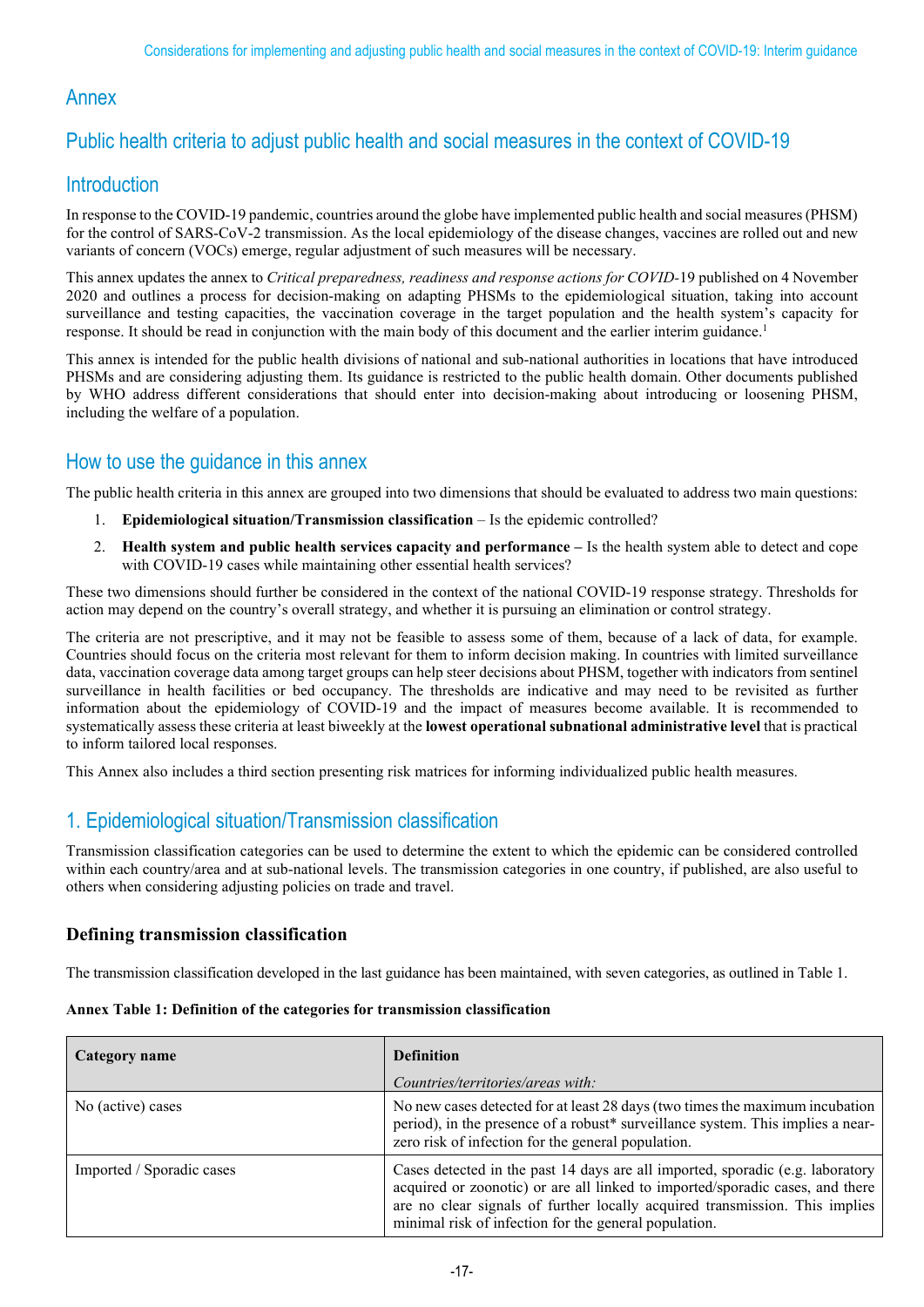# Annex

## Public health criteria to adjust public health and social measures in the context of COVID-19

## Introduction

In response to the COVID-19 pandemic, countries around the globe have implemented public health and social measures (PHSM) for the control of SARS-CoV-2 transmission. As the local epidemiology of the disease changes, vaccines are rolled out and new variants of concern (VOCs) emerge, regular adjustment of such measures will be necessary.

This annex updates the annex to *Critical preparedness, readiness and response actions for COVID*-19 published on 4 November 2020 and outlines a process for decision-making on adapting PHSMs to the epidemiological situation, taking into account surveillance and testing capacities, the vaccination coverage in the target population and the health system's capacity for response. It should be read in conjunction with the main body of this document and the earlier interim guidance.[1]

This annex is intended for the public health divisions of national and sub-national authorities in locations that have introduced PHSMs and are considering adjusting them. Its guidance is restricted to the public health domain. Other documents published by WHO address different considerations that should enter into decision-making about introducing or loosening PHSM, including the welfare of a population.

## How to use the guidance in this annex

The public health criteria in this annex are grouped into two dimensions that should be evaluated to address two main questions:

1. **Epidemiological situation/Transmission classification** – Is the epidemic controlled?
2. **Health system and public health services capacity and performance –** Is the health system able to detect and cope with COVID-19 cases while maintaining other essential health services?

These two dimensions should further be considered in the context of the national COVID-19 response strategy. Thresholds for action may depend on the country's overall strategy, and whether it is pursuing an elimination or control strategy.

The criteria are not prescriptive, and it may not be feasible to assess some of them, because of a lack of data, for example. Countries should focus on the criteria most relevant for them to inform decision making. In countries with limited surveillance data, vaccination coverage data among target groups can help steer decisions about PHSM, together with indicators from sentinel surveillance in health facilities or bed occupancy. The thresholds are indicative and may need to be revisited as further information about the epidemiology of COVID-19 and the impact of measures become available. It is recommended to systematically assess these criteria at least biweekly at the **lowest operational subnational administrative level** that is practical to inform tailored local responses.

This Annex also includes a third section presenting risk matrices for informing individualized public health measures.

## 1. Epidemiological situation/Transmission classification

Transmission classification categories can be used to determine the extent to which the epidemic can be considered controlled within each country/area and at sub-national levels. The transmission categories in one country, if published, are also useful to others when considering adjusting policies on trade and travel.

### Defining transmission classification

The transmission classification developed in the last guidance has been maintained, with seven categories, as outlined in Table 1.

**Annex Table 1: Definition of the categories for transmission classification**

| Category name | Definition<br>*Countries/territories/areas with:* |
|---|---|
| No (active) cases | No new cases detected for at least 28 days (two times the maximum incubation period), in the presence of a robust* surveillance system. This implies a near-zero risk of infection for the general population. |
| Imported / Sporadic cases | Cases detected in the past 14 days are all imported, sporadic (e.g. laboratory acquired or zoonotic) or are all linked to imported/sporadic cases, and there are no clear signals of further locally acquired transmission. This implies minimal risk of infection for the general population. |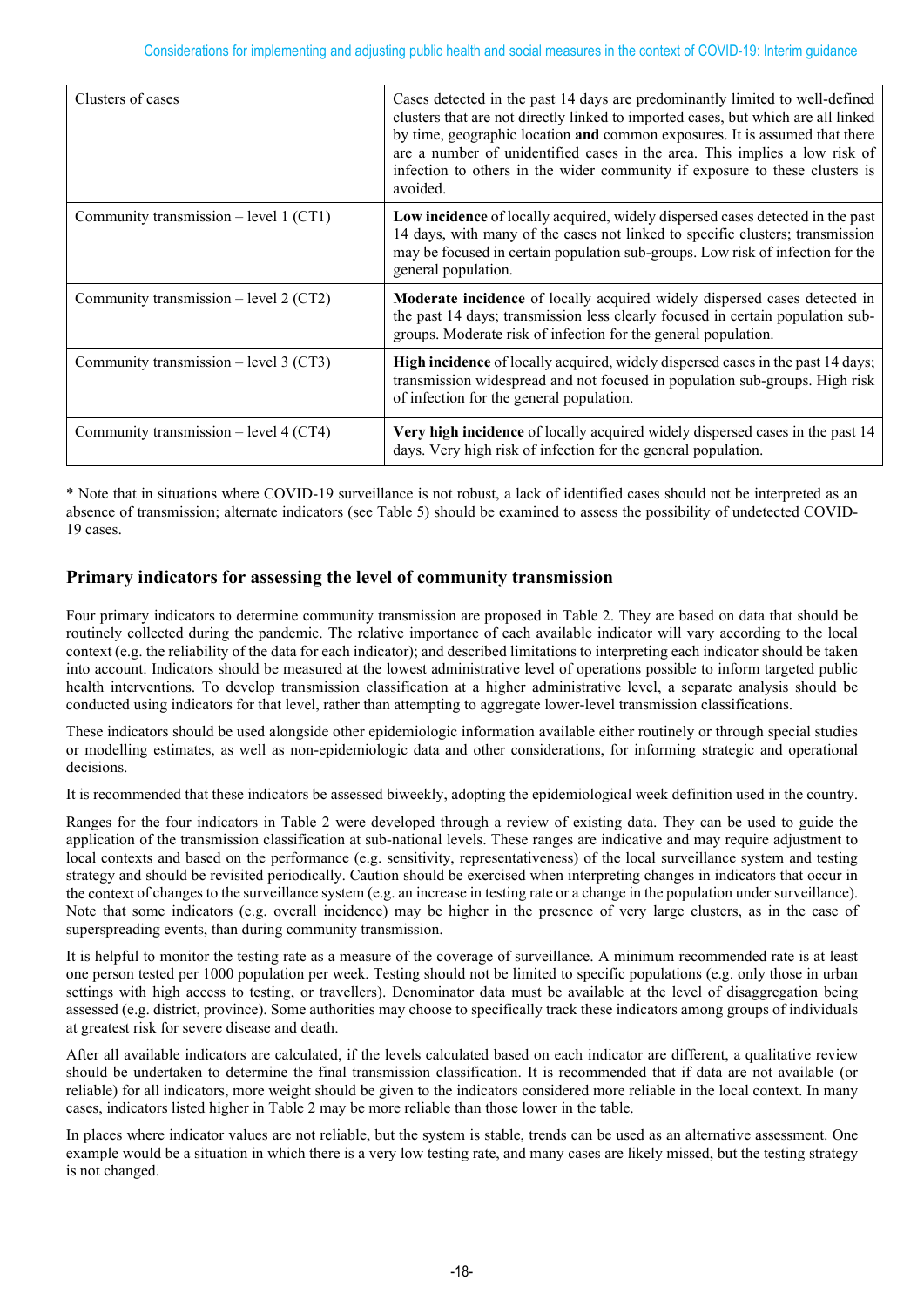| Clusters of cases | Cases detected in the past 14 days are predominantly limited to well-defined clusters that are not directly linked to imported cases, but which are all linked by time, geographic location **and** common exposures. It is assumed that there are a number of unidentified cases in the area. This implies a low risk of infection to others in the wider community if exposure to these clusters is avoided. |
|---|---|
| Community transmission – level 1 (CT1) | **Low incidence** of locally acquired, widely dispersed cases detected in the past 14 days, with many of the cases not linked to specific clusters; transmission may be focused in certain population sub-groups. Low risk of infection for the general population. |
| Community transmission – level 2 (CT2) | **Moderate incidence** of locally acquired widely dispersed cases detected in the past 14 days; transmission less clearly focused in certain population sub-groups. Moderate risk of infection for the general population. |
| Community transmission – level 3 (CT3) | **High incidence** of locally acquired, widely dispersed cases in the past 14 days; transmission widespread and not focused in population sub-groups. High risk of infection for the general population. |
| Community transmission – level 4 (CT4) | **Very high incidence** of locally acquired widely dispersed cases in the past 14 days. Very high risk of infection for the general population. |

* Note that in situations where COVID-19 surveillance is not robust, a lack of identified cases should not be interpreted as an absence of transmission; alternate indicators (see Table 5) should be examined to assess the possibility of undetected COVID-19 cases.

## Primary indicators for assessing the level of community transmission

Four primary indicators to determine community transmission are proposed in Table 2. They are based on data that should be routinely collected during the pandemic. The relative importance of each available indicator will vary according to the local context (e.g. the reliability of the data for each indicator); and described limitations to interpreting each indicator should be taken into account. Indicators should be measured at the lowest administrative level of operations possible to inform targeted public health interventions. To develop transmission classification at a higher administrative level, a separate analysis should be conducted using indicators for that level, rather than attempting to aggregate lower-level transmission classifications.

These indicators should be used alongside other epidemiologic information available either routinely or through special studies or modelling estimates, as well as non-epidemiologic data and other considerations, for informing strategic and operational decisions.

It is recommended that these indicators be assessed biweekly, adopting the epidemiological week definition used in the country.

Ranges for the four indicators in Table 2 were developed through a review of existing data. They can be used to guide the application of the transmission classification at sub-national levels. These ranges are indicative and may require adjustment to local contexts and based on the performance (e.g. sensitivity, representativeness) of the local surveillance system and testing strategy and should be revisited periodically. Caution should be exercised when interpreting changes in indicators that occur in the context of changes to the surveillance system (e.g. an increase in testing rate or a change in the population under surveillance). Note that some indicators (e.g. overall incidence) may be higher in the presence of very large clusters, as in the case of superspreading events, than during community transmission.

It is helpful to monitor the testing rate as a measure of the coverage of surveillance. A minimum recommended rate is at least one person tested per 1000 population per week. Testing should not be limited to specific populations (e.g. only those in urban settings with high access to testing, or travellers). Denominator data must be available at the level of disaggregation being assessed (e.g. district, province). Some authorities may choose to specifically track these indicators among groups of individuals at greatest risk for severe disease and death.

After all available indicators are calculated, if the levels calculated based on each indicator are different, a qualitative review should be undertaken to determine the final transmission classification. It is recommended that if data are not available (or reliable) for all indicators, more weight should be given to the indicators considered more reliable in the local context. In many cases, indicators listed higher in Table 2 may be more reliable than those lower in the table.

In places where indicator values are not reliable, but the system is stable, trends can be used as an alternative assessment. One example would be a situation in which there is a very low testing rate, and many cases are likely missed, but the testing strategy is not changed.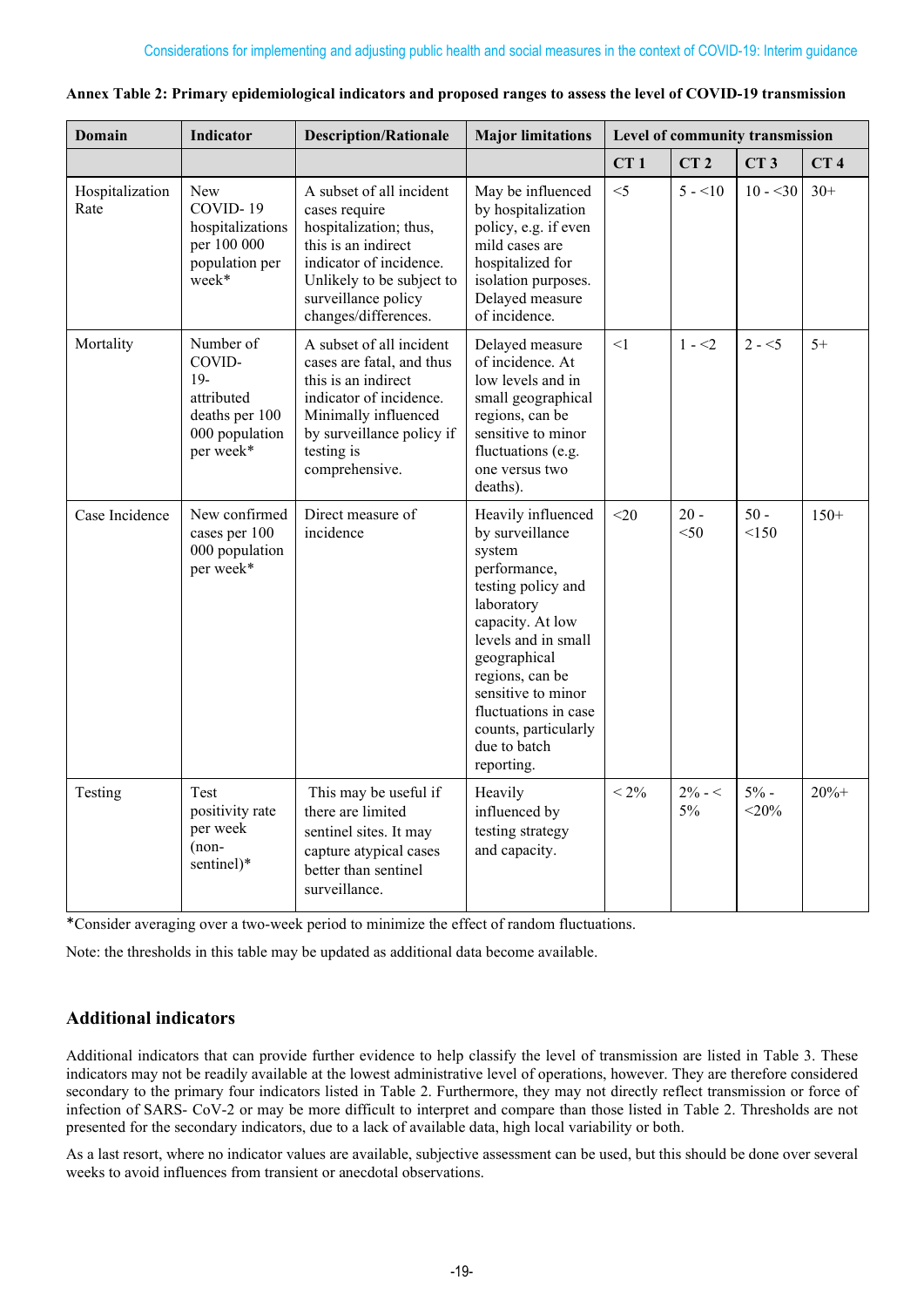**Annex Table 2: Primary epidemiological indicators and proposed ranges to assess the level of COVID-19 transmission**

| Domain | Indicator | Description/Rationale | Major limitations | Level of community transmission | | | |
|---|---|---|---|---|---|---|---|
| | | | | CT 1 | CT 2 | CT 3 | CT 4 |
| Hospitalization Rate | New COVID- 19 hospitalizations per 100 000 population per week* | A subset of all incident cases require hospitalization; thus, this is an indirect indicator of incidence. Unlikely to be subject to surveillance policy changes/differences. | May be influenced by hospitalization policy, e.g. if even mild cases are hospitalized for isolation purposes. Delayed measure of incidence. | <5 | 5 - <10 | 10 - <30 | 30+ |
| Mortality | Number of COVID-19-attributed deaths per 100 000 population per week* | A subset of all incident cases are fatal, and thus this is an indirect indicator of incidence. Minimally influenced by surveillance policy if testing is comprehensive. | Delayed measure of incidence. At low levels and in small geographical regions, can be sensitive to minor fluctuations (e.g. one versus two deaths). | <1 | 1 - <2 | 2 - <5 | 5+ |
| Case Incidence | New confirmed cases per 100 000 population per week* | Direct measure of incidence | Heavily influenced by surveillance system performance, testing policy and laboratory capacity. At low levels and in small geographical regions, can be sensitive to minor fluctuations in case counts, particularly due to batch reporting. | <20 | 20 - <50 | 50 - <150 | 150+ |
| Testing | Test positivity rate per week (non-sentinel)* | This may be useful if there are limited sentinel sites. It may capture atypical cases better than sentinel surveillance. | Heavily influenced by testing strategy and capacity. | < 2% | 2% - < 5% | 5% - <20% | 20%+ |

*Consider averaging over a two-week period to minimize the effect of random fluctuations.

Note: the thresholds in this table may be updated as additional data become available.

## Additional indicators

Additional indicators that can provide further evidence to help classify the level of transmission are listed in Table 3. These indicators may not be readily available at the lowest administrative level of operations, however. They are therefore considered secondary to the primary four indicators listed in Table 2. Furthermore, they may not directly reflect transmission or force of infection of SARS- CoV-2 or may be more difficult to interpret and compare than those listed in Table 2. Thresholds are not presented for the secondary indicators, due to a lack of available data, high local variability or both.

As a last resort, where no indicator values are available, subjective assessment can be used, but this should be done over several weeks to avoid influences from transient or anecdotal observations.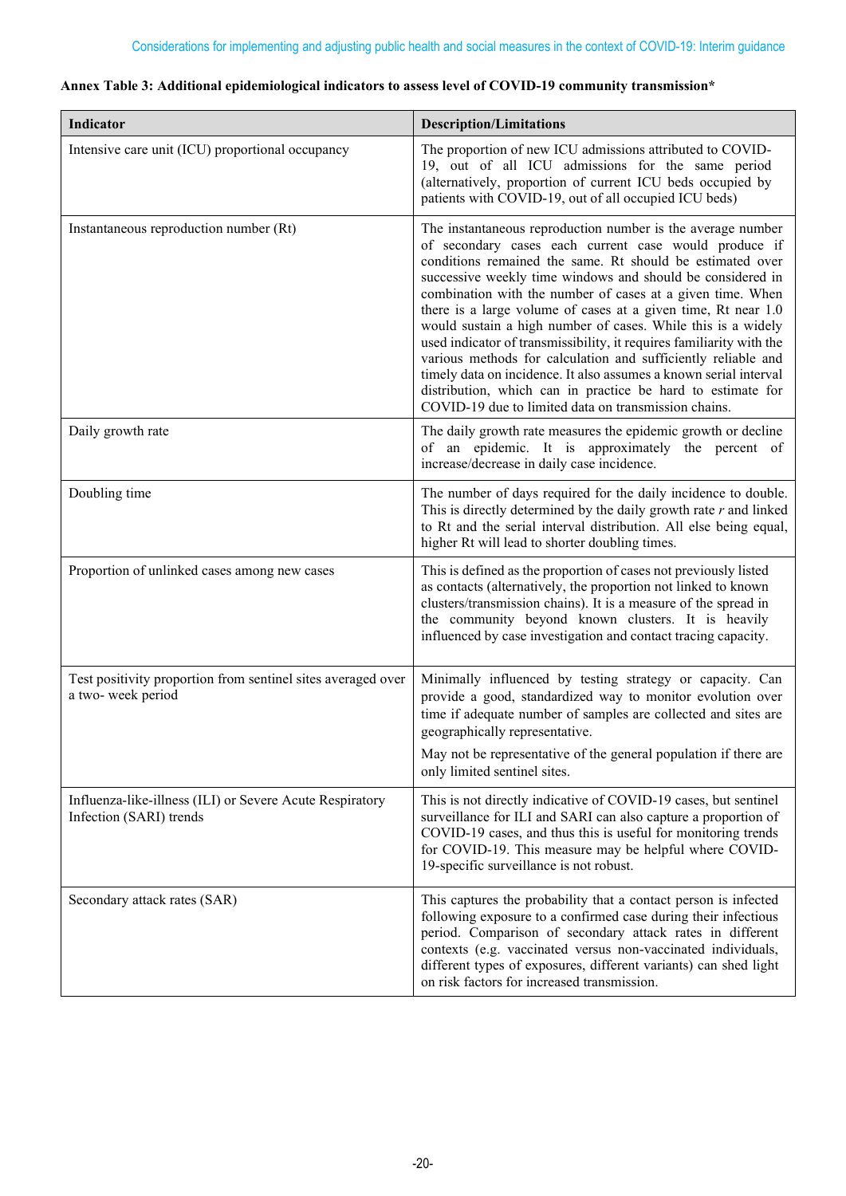**Annex Table 3: Additional epidemiological indicators to assess level of COVID-19 community transmission***

| Indicator | Description/Limitations |
|---|---|
| Intensive care unit (ICU) proportional occupancy | The proportion of new ICU admissions attributed to COVID-19, out of all ICU admissions for the same period (alternatively, proportion of current ICU beds occupied by patients with COVID-19, out of all occupied ICU beds) |
| Instantaneous reproduction number (Rt) | The instantaneous reproduction number is the average number of secondary cases each current case would produce if conditions remained the same. Rt should be estimated over successive weekly time windows and should be considered in combination with the number of cases at a given time. When there is a large volume of cases at a given time, Rt near 1.0 would sustain a high number of cases. While this is a widely used indicator of transmissibility, it requires familiarity with the various methods for calculation and sufficiently reliable and timely data on incidence. It also assumes a known serial interval distribution, which can in practice be hard to estimate for COVID-19 due to limited data on transmission chains. |
| Daily growth rate | The daily growth rate measures the epidemic growth or decline of an epidemic. It is approximately the percent of increase/decrease in daily case incidence. |
| Doubling time | The number of days required for the daily incidence to double. This is directly determined by the daily growth rate *r* and linked to Rt and the serial interval distribution. All else being equal, higher Rt will lead to shorter doubling times. |
| Proportion of unlinked cases among new cases | This is defined as the proportion of cases not previously listed as contacts (alternatively, the proportion not linked to known clusters/transmission chains). It is a measure of the spread in the community beyond known clusters. It is heavily influenced by case investigation and contact tracing capacity. |
| Test positivity proportion from sentinel sites averaged over a two- week period | Minimally influenced by testing strategy or capacity. Can provide a good, standardized way to monitor evolution over time if adequate number of samples are collected and sites are geographically representative.<br><br>May not be representative of the general population if there are only limited sentinel sites. |
| Influenza-like-illness (ILI) or Severe Acute Respiratory Infection (SARI) trends | This is not directly indicative of COVID-19 cases, but sentinel surveillance for ILI and SARI can also capture a proportion of COVID-19 cases, and thus this is useful for monitoring trends for COVID-19. This measure may be helpful where COVID-19-specific surveillance is not robust. |
| Secondary attack rates (SAR) | This captures the probability that a contact person is infected following exposure to a confirmed case during their infectious period. Comparison of secondary attack rates in different contexts (e.g. vaccinated versus non-vaccinated individuals, different types of exposures, different variants) can shed light on risk factors for increased transmission. |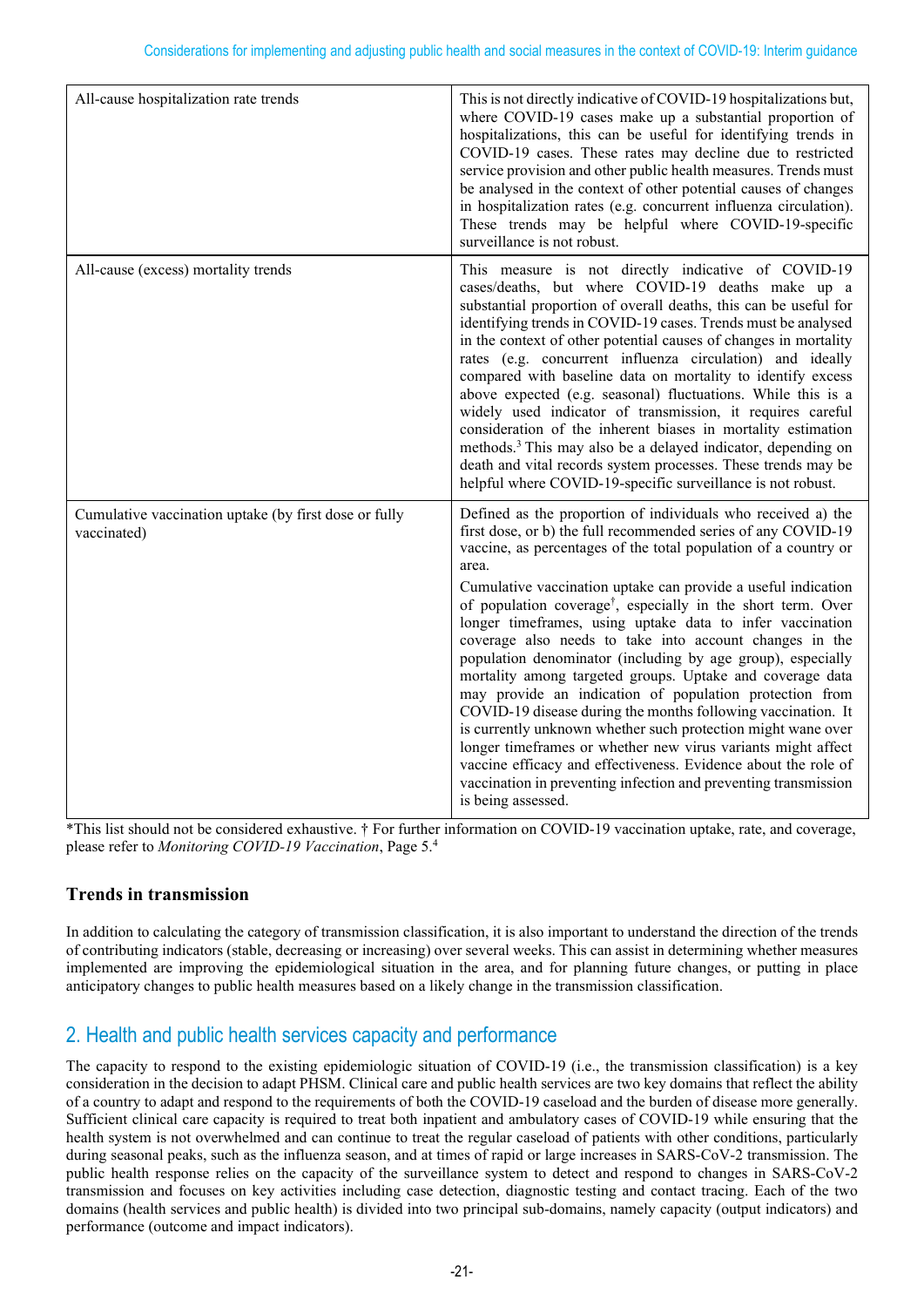| | |
|---|---|
| All-cause hospitalization rate trends | This is not directly indicative of COVID-19 hospitalizations but, where COVID-19 cases make up a substantial proportion of hospitalizations, this can be useful for identifying trends in COVID-19 cases. These rates may decline due to restricted service provision and other public health measures. Trends must be analysed in the context of other potential causes of changes in hospitalization rates (e.g. concurrent influenza circulation). These trends may be helpful where COVID-19-specific surveillance is not robust. |
| All-cause (excess) mortality trends | This measure is not directly indicative of COVID-19 cases/deaths, but where COVID-19 deaths make up a substantial proportion of overall deaths, this can be useful for identifying trends in COVID-19 cases. Trends must be analysed in the context of other potential causes of changes in mortality rates (e.g. concurrent influenza circulation) and ideally compared with baseline data on mortality to identify excess above expected (e.g. seasonal) fluctuations. While this is a widely used indicator of transmission, it requires careful consideration of the inherent biases in mortality estimation methods.[3] This may also be a delayed indicator, depending on death and vital records system processes. These trends may be helpful where COVID-19-specific surveillance is not robust. |
| Cumulative vaccination uptake (by first dose or fully vaccinated) | Defined as the proportion of individuals who received a) the first dose, or b) the full recommended series of any COVID-19 vaccine, as percentages of the total population of a country or area.<br><br>Cumulative vaccination uptake can provide a useful indication of population coverage[†], especially in the short term. Over longer timeframes, using uptake data to infer vaccination coverage also needs to take into account changes in the population denominator (including by age group), especially mortality among targeted groups. Uptake and coverage data may provide an indication of population protection from COVID-19 disease during the months following vaccination. It is currently unknown whether such protection might wane over longer timeframes or whether new virus variants might affect vaccine efficacy and effectiveness. Evidence about the role of vaccination in preventing infection and preventing transmission is being assessed. |

*This list should not be considered exhaustive. † For further information on COVID-19 vaccination uptake, rate, and coverage, please refer to *Monitoring COVID-19 Vaccination*, Page 5.[4]

### Trends in transmission

In addition to calculating the category of transmission classification, it is also important to understand the direction of the trends of contributing indicators (stable, decreasing or increasing) over several weeks. This can assist in determining whether measures implemented are improving the epidemiological situation in the area, and for planning future changes, or putting in place anticipatory changes to public health measures based on a likely change in the transmission classification.

## 2. Health and public health services capacity and performance

The capacity to respond to the existing epidemiologic situation of COVID-19 (i.e., the transmission classification) is a key consideration in the decision to adapt PHSM. Clinical care and public health services are two key domains that reflect the ability of a country to adapt and respond to the requirements of both the COVID-19 caseload and the burden of disease more generally. Sufficient clinical care capacity is required to treat both inpatient and ambulatory cases of COVID-19 while ensuring that the health system is not overwhelmed and can continue to treat the regular caseload of patients with other conditions, particularly during seasonal peaks, such as the influenza season, and at times of rapid or large increases in SARS-CoV-2 transmission. The public health response relies on the capacity of the surveillance system to detect and respond to changes in SARS-CoV-2 transmission and focuses on key activities including case detection, diagnostic testing and contact tracing. Each of the two domains (health services and public health) is divided into two principal sub-domains, namely capacity (output indicators) and performance (outcome and impact indicators).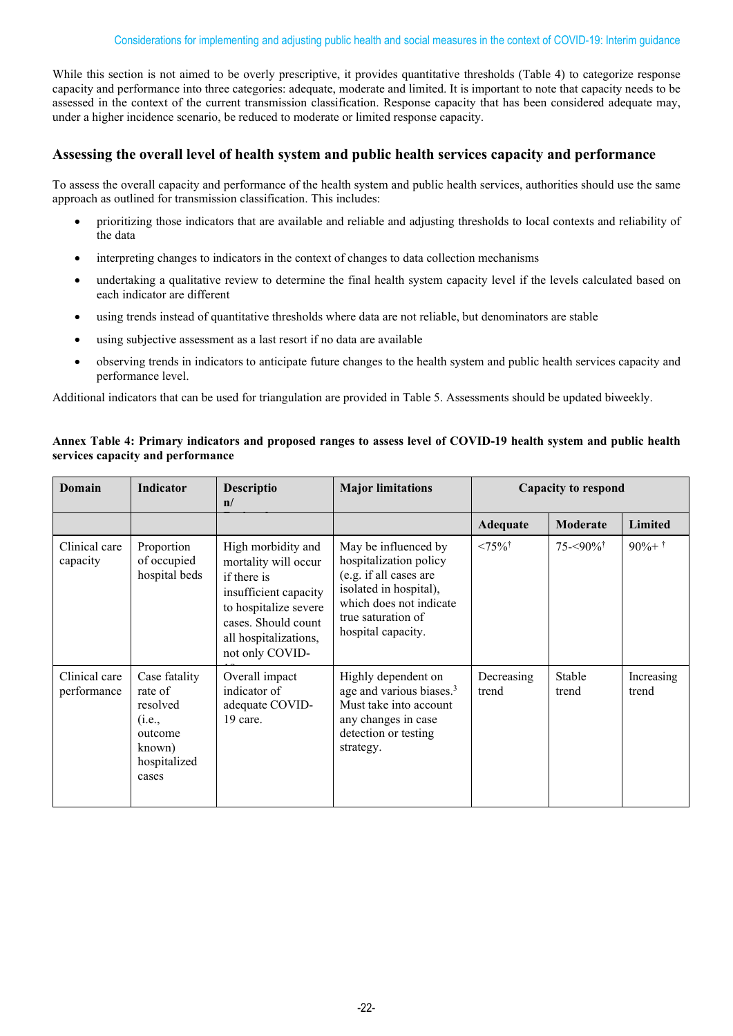While this section is not aimed to be overly prescriptive, it provides quantitative thresholds (Table 4) to categorize response capacity and performance into three categories: adequate, moderate and limited. It is important to note that capacity needs to be assessed in the context of the current transmission classification. Response capacity that has been considered adequate may, under a higher incidence scenario, be reduced to moderate or limited response capacity.

## Assessing the overall level of health system and public health services capacity and performance

To assess the overall capacity and performance of the health system and public health services, authorities should use the same approach as outlined for transmission classification. This includes:

- prioritizing those indicators that are available and reliable and adjusting thresholds to local contexts and reliability of the data
- interpreting changes to indicators in the context of changes to data collection mechanisms
- undertaking a qualitative review to determine the final health system capacity level if the levels calculated based on each indicator are different
- using trends instead of quantitative thresholds where data are not reliable, but denominators are stable
- using subjective assessment as a last resort if no data are available
- observing trends in indicators to anticipate future changes to the health system and public health services capacity and performance level.

Additional indicators that can be used for triangulation are provided in Table 5. Assessments should be updated biweekly.

**Annex Table 4: Primary indicators and proposed ranges to assess level of COVID-19 health system and public health services capacity and performance**

| Domain | Indicator | Description/ | Major limitations | Capacity to respond | | |
|---|---|---|---|---|---|---|
| | | | | Adequate | Moderate | Limited |
| Clinical care capacity | Proportion of occupied hospital beds | High morbidity and mortality will occur if there is insufficient capacity to hospitalize severe cases. Should count all hospitalizations, not only COVID- | May be influenced by hospitalization policy (e.g. if all cases are isolated in hospital), which does not indicate true saturation of hospital capacity. | <75%† | 75-<90%† | 90%+ † |
| Clinical care performance | Case fatality rate of resolved (i.e., outcome known) hospitalized cases | Overall impact indicator of adequate COVID-19 care. | Highly dependent on age and various biases.[3] Must take into account any changes in case detection or testing strategy. | Decreasing trend | Stable trend | Increasing trend |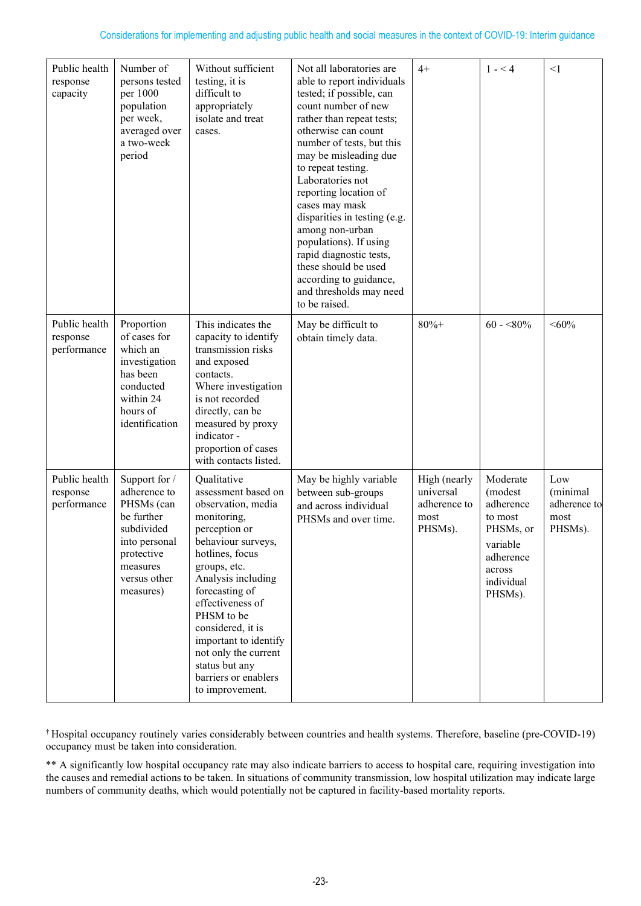| Public health response capacity | Number of persons tested per 1000 population per week, averaged over a two-week period | Without sufficient testing, it is difficult to appropriately isolate and treat cases. | Not all laboratories are able to report individuals tested; if possible, can count number of new rather than repeat tests; otherwise can count number of tests, but this may be misleading due to repeat testing. Laboratories not reporting location of cases may mask disparities in testing (e.g. among non-urban populations). If using rapid diagnostic tests, these should be used according to guidance, and thresholds may need to be raised. | 4+ | 1 - < 4 | <1 |
|---|---|---|---|---|---|---|
| Public health response performance | Proportion of cases for which an investigation has been conducted within 24 hours of identification | This indicates the capacity to identify transmission risks and exposed contacts. Where investigation is not recorded directly, can be measured by proxy indicator - proportion of cases with contacts listed. | May be difficult to obtain timely data. | 80%+ | 60 - <80% | <60% |
| Public health response performance | Support for / adherence to PHSMs (can be further subdivided into personal protective measures versus other measures) | Qualitative assessment based on observation, media monitoring, perception or behaviour surveys, hotlines, focus groups, etc. Analysis including forecasting of effectiveness of PHSM to be considered, it is important to identify not only the current status but any barriers or enablers to improvement. | May be highly variable between sub-groups and across individual PHSMs and over time. | High (nearly universal adherence to most PHSMs). | Moderate (modest adherence to most PHSMs, or variable adherence across individual PHSMs). | Low (minimal adherence to most PHSMs). |

† Hospital occupancy routinely varies considerably between countries and health systems. Therefore, baseline (pre-COVID-19) occupancy must be taken into consideration.

** A significantly low hospital occupancy rate may also indicate barriers to access to hospital care, requiring investigation into the causes and remedial actions to be taken. In situations of community transmission, low hospital utilization may indicate large numbers of community deaths, which would potentially not be captured in facility-based mortality reports.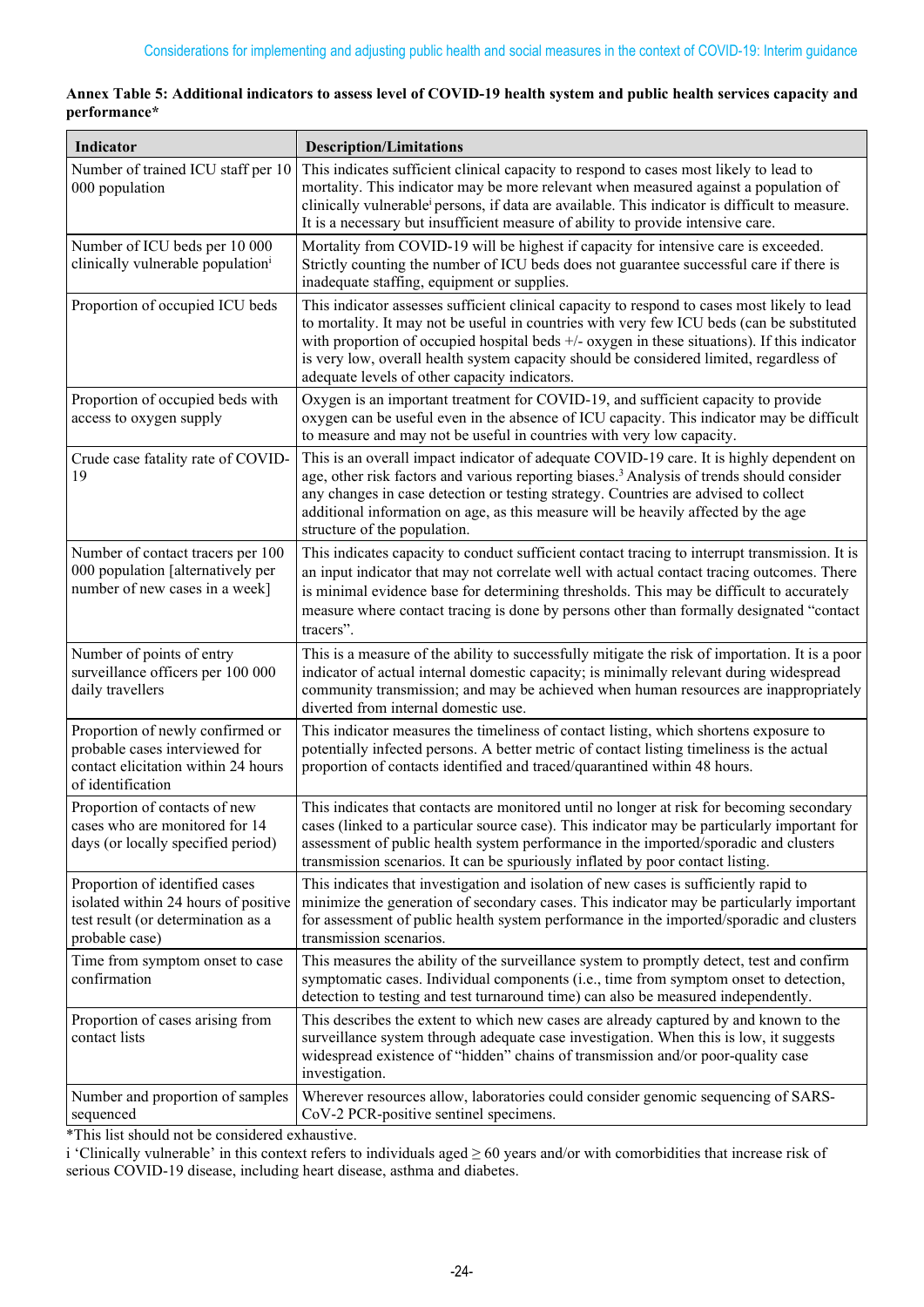**Annex Table 5: Additional indicators to assess level of COVID-19 health system and public health services capacity and performance***

| Indicator | Description/Limitations |
|---|---|
| Number of trained ICU staff per 10 000 population | This indicates sufficient clinical capacity to respond to cases most likely to lead to mortality. This indicator may be more relevant when measured against a population of clinically vulnerable[i] persons, if data are available. This indicator is difficult to measure. It is a necessary but insufficient measure of ability to provide intensive care. |
| Number of ICU beds per 10 000 clinically vulnerable population[i] | Mortality from COVID-19 will be highest if capacity for intensive care is exceeded. Strictly counting the number of ICU beds does not guarantee successful care if there is inadequate staffing, equipment or supplies. |
| Proportion of occupied ICU beds | This indicator assesses sufficient clinical capacity to respond to cases most likely to lead to mortality. It may not be useful in countries with very few ICU beds (can be substituted with proportion of occupied hospital beds +/- oxygen in these situations). If this indicator is very low, overall health system capacity should be considered limited, regardless of adequate levels of other capacity indicators. |
| Proportion of occupied beds with access to oxygen supply | Oxygen is an important treatment for COVID-19, and sufficient capacity to provide oxygen can be useful even in the absence of ICU capacity. This indicator may be difficult to measure and may not be useful in countries with very low capacity. |
| Crude case fatality rate of COVID-19 | This is an overall impact indicator of adequate COVID-19 care. It is highly dependent on age, other risk factors and various reporting biases.[3] Analysis of trends should consider any changes in case detection or testing strategy. Countries are advised to collect additional information on age, as this measure will be heavily affected by the age structure of the population. |
| Number of contact tracers per 100 000 population [alternatively per number of new cases in a week] | This indicates capacity to conduct sufficient contact tracing to interrupt transmission. It is an input indicator that may not correlate well with actual contact tracing outcomes. There is minimal evidence base for determining thresholds. This may be difficult to accurately measure where contact tracing is done by persons other than formally designated "contact tracers". |
| Number of points of entry surveillance officers per 100 000 daily travellers | This is a measure of the ability to successfully mitigate the risk of importation. It is a poor indicator of actual internal domestic capacity; is minimally relevant during widespread community transmission; and may be achieved when human resources are inappropriately diverted from internal domestic use. |
| Proportion of newly confirmed or probable cases interviewed for contact elicitation within 24 hours of identification | This indicator measures the timeliness of contact listing, which shortens exposure to potentially infected persons. A better metric of contact listing timeliness is the actual proportion of contacts identified and traced/quarantined within 48 hours. |
| Proportion of contacts of new cases who are monitored for 14 days (or locally specified period) | This indicates that contacts are monitored until no longer at risk for becoming secondary cases (linked to a particular source case). This indicator may be particularly important for assessment of public health system performance in the imported/sporadic and clusters transmission scenarios. It can be spuriously inflated by poor contact listing. |
| Proportion of identified cases isolated within 24 hours of positive test result (or determination as a probable case) | This indicates that investigation and isolation of new cases is sufficiently rapid to minimize the generation of secondary cases. This indicator may be particularly important for assessment of public health system performance in the imported/sporadic and clusters transmission scenarios. |
| Time from symptom onset to case confirmation | This measures the ability of the surveillance system to promptly detect, test and confirm symptomatic cases. Individual components (i.e., time from symptom onset to detection, detection to testing and test turnaround time) can also be measured independently. |
| Proportion of cases arising from contact lists | This describes the extent to which new cases are already captured by and known to the surveillance system through adequate case investigation. When this is low, it suggests widespread existence of "hidden" chains of transmission and/or poor-quality case investigation. |
| Number and proportion of samples sequenced | Wherever resources allow, laboratories could consider genomic sequencing of SARS-CoV-2 PCR-positive sentinel specimens. |

*This list should not be considered exhaustive.

i 'Clinically vulnerable' in this context refers to individuals aged ≥ 60 years and/or with comorbidities that increase risk of serious COVID-19 disease, including heart disease, asthma and diabetes.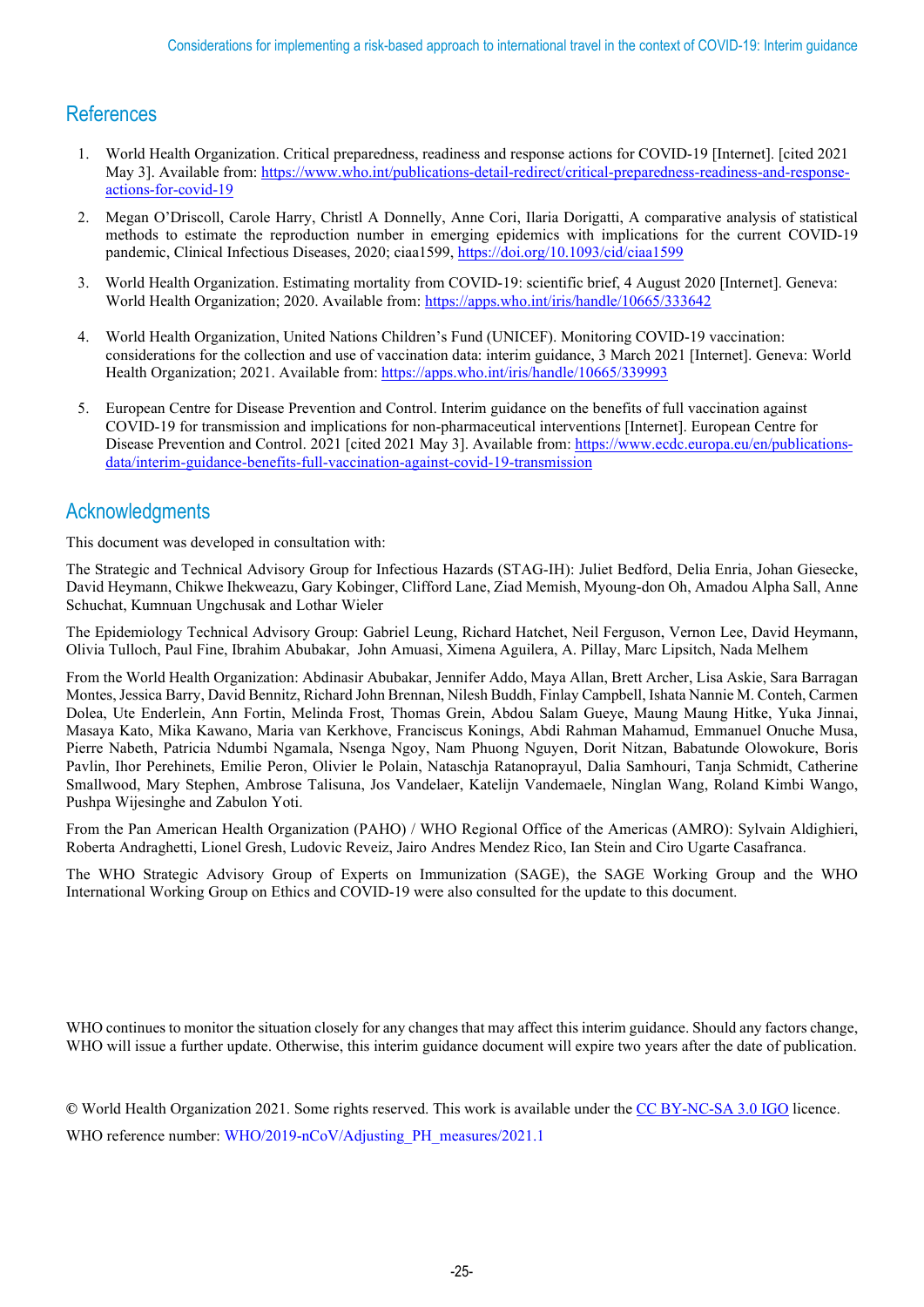## References

1. World Health Organization. Critical preparedness, readiness and response actions for COVID-19 [Internet]. [cited 2021 May 3]. Available from: https://www.who.int/publications-detail-redirect/critical-preparedness-readiness-and-response-actions-for-covid-19

2. Megan O'Driscoll, Carole Harry, Christl A Donnelly, Anne Cori, Ilaria Dorigatti, A comparative analysis of statistical methods to estimate the reproduction number in emerging epidemics with implications for the current COVID-19 pandemic, Clinical Infectious Diseases, 2020; ciaa1599, https://doi.org/10.1093/cid/ciaa1599

3. World Health Organization. Estimating mortality from COVID-19: scientific brief, 4 August 2020 [Internet]. Geneva: World Health Organization; 2020. Available from: https://apps.who.int/iris/handle/10665/333642

4. World Health Organization, United Nations Children's Fund (UNICEF). Monitoring COVID-19 vaccination: considerations for the collection and use of vaccination data: interim guidance, 3 March 2021 [Internet]. Geneva: World Health Organization; 2021. Available from: https://apps.who.int/iris/handle/10665/339993

5. European Centre for Disease Prevention and Control. Interim guidance on the benefits of full vaccination against COVID-19 for transmission and implications for non-pharmaceutical interventions [Internet]. European Centre for Disease Prevention and Control. 2021 [cited 2021 May 3]. Available from: https://www.ecdc.europa.eu/en/publications-data/interim-guidance-benefits-full-vaccination-against-covid-19-transmission

## Acknowledgments

This document was developed in consultation with:

The Strategic and Technical Advisory Group for Infectious Hazards (STAG-IH): Juliet Bedford, Delia Enria, Johan Giesecke, David Heymann, Chikwe Ihekweazu, Gary Kobinger, Clifford Lane, Ziad Memish, Myoung-don Oh, Amadou Alpha Sall, Anne Schuchat, Kumnuan Ungchusak and Lothar Wieler

The Epidemiology Technical Advisory Group: Gabriel Leung, Richard Hatchet, Neil Ferguson, Vernon Lee, David Heymann, Olivia Tulloch, Paul Fine, Ibrahim Abubakar, John Amuasi, Ximena Aguilera, A. Pillay, Marc Lipsitch, Nada Melhem

From the World Health Organization: Abdinasir Abubakar, Jennifer Addo, Maya Allan, Brett Archer, Lisa Askie, Sara Barragan Montes, Jessica Barry, David Bennitz, Richard John Brennan, Nilesh Buddh, Finlay Campbell, Ishata Nannie M. Conteh, Carmen Dolea, Ute Enderlein, Ann Fortin, Melinda Frost, Thomas Grein, Abdou Salam Gueye, Maung Maung Hitke, Yuka Jinnai, Masaya Kato, Mika Kawano, Maria van Kerkhove, Franciscus Konings, Abdi Rahman Mahamud, Emmanuel Onuche Musa, Pierre Nabeth, Patricia Ndumbi Ngamala, Nsenga Ngoy, Nam Phuong Nguyen, Dorit Nitzan, Babatunde Olowokure, Boris Pavlin, Ihor Perehinets, Emilie Peron, Olivier le Polain, Nataschja Ratanoprayul, Dalia Samhouri, Tanja Schmidt, Catherine Smallwood, Mary Stephen, Ambrose Talisuna, Jos Vandelaer, Katelijn Vandemaele, Ninglan Wang, Roland Kimbi Wango, Pushpa Wijesinghe and Zabulon Yoti.

From the Pan American Health Organization (PAHO) / WHO Regional Office of the Americas (AMRO): Sylvain Aldighieri, Roberta Andraghetti, Lionel Gresh, Ludovic Reveiz, Jairo Andres Mendez Rico, Ian Stein and Ciro Ugarte Casafranca.

The WHO Strategic Advisory Group of Experts on Immunization (SAGE), the SAGE Working Group and the WHO International Working Group on Ethics and COVID-19 were also consulted for the update to this document.

WHO continues to monitor the situation closely for any changes that may affect this interim guidance. Should any factors change, WHO will issue a further update. Otherwise, this interim guidance document will expire two years after the date of publication.

© World Health Organization 2021. Some rights reserved. This work is available under the CC BY-NC-SA 3.0 IGO licence.

WHO reference number: WHO/2019-nCoV/Adjusting_PH_measures/2021.1